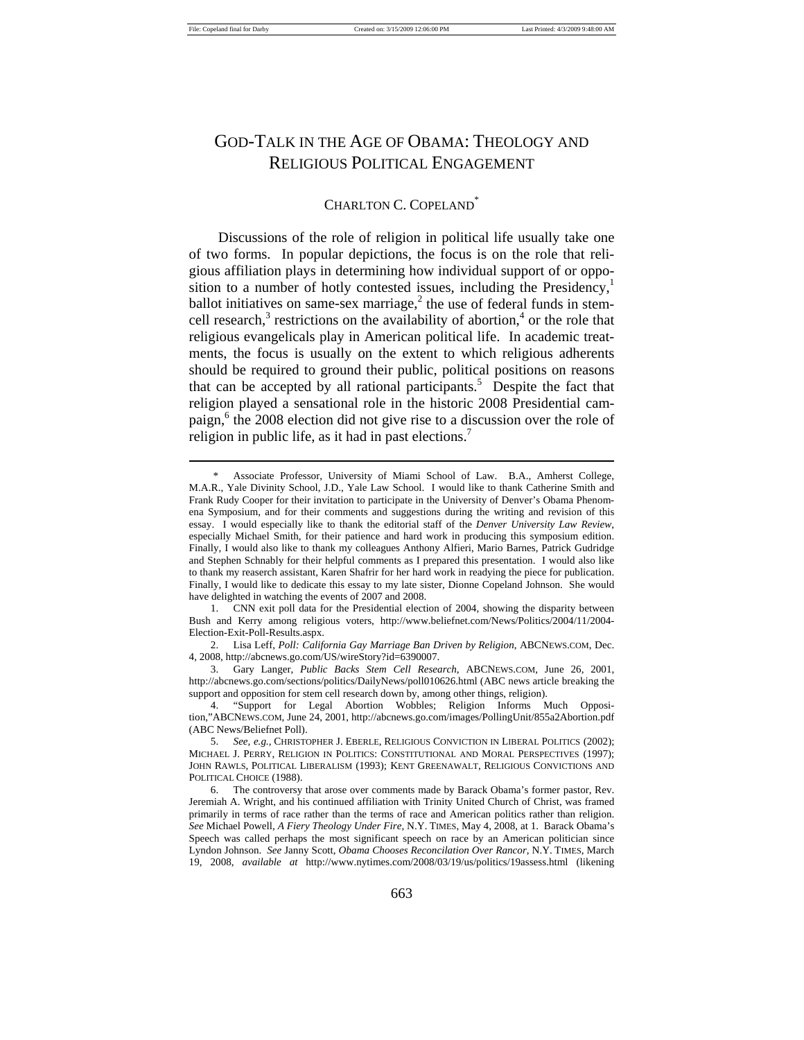# GOD-TALK IN THE AGE OF OBAMA: THEOLOGY AND RELIGIOUS POLITICAL ENGAGEMENT

CHARLTON C. COPELAND[*]

Discussions of the role of religion in political life usually take one of two forms. In popular depictions, the focus is on the role that religious affiliation plays in determining how individual support of or opposition to a number of hotly contested issues, including the Presidency,[1] ballot initiatives on same-sex marriage,[2] the use of federal funds in stem-cell research,[3] restrictions on the availability of abortion,[4] or the role that religious evangelicals play in American political life. In academic treatments, the focus is usually on the extent to which religious adherents should be required to ground their public, political positions on reasons that can be accepted by all rational participants.[5] Despite the fact that religion played a sensational role in the historic 2008 Presidential campaign,[6] the 2008 election did not give rise to a discussion over the role of religion in public life, as it had in past elections.[7]

---

\* Associate Professor, University of Miami School of Law. B.A., Amherst College, M.A.R., Yale Divinity School, J.D., Yale Law School. I would like to thank Catherine Smith and Frank Rudy Cooper for their invitation to participate in the University of Denver's Obama Phenomena Symposium, and for their comments and suggestions during the writing and revision of this essay. I would especially like to thank the editorial staff of the *Denver University Law Review*, especially Michael Smith, for their patience and hard work in producing this symposium edition. Finally, I would also like to thank my colleagues Anthony Alfieri, Mario Barnes, Patrick Gudridge and Stephen Schnably for their helpful comments as I prepared this presentation. I would also like to thank my reaserch assistant, Karen Shafrir for her hard work in readying the piece for publication. Finally, I would like to dedicate this essay to my late sister, Dionne Copeland Johnson. She would have delighted in watching the events of 2007 and 2008.

1. CNN exit poll data for the Presidential election of 2004, showing the disparity between Bush and Kerry among religious voters, http://www.beliefnet.com/News/Politics/2004/11/2004-Election-Exit-Poll-Results.aspx.

2. Lisa Leff, *Poll: California Gay Marriage Ban Driven by Religion*, ABCNEWS.COM, Dec. 4, 2008, http://abcnews.go.com/US/wireStory?id=6390007.

3. Gary Langer, *Public Backs Stem Cell Research*, ABCNEWS.COM, June 26, 2001, http://abcnews.go.com/sections/politics/DailyNews/poll010626.html (ABC news article breaking the support and opposition for stem cell research down by, among other things, religion).

4. "Support for Legal Abortion Wobbles; Religion Informs Much Opposition,"ABCNEWS.COM, June 24, 2001, http://abcnews.go.com/images/PollingUnit/855a2Abortion.pdf (ABC News/Beliefnet Poll).

5. *See, e.g.*, CHRISTOPHER J. EBERLE, RELIGIOUS CONVICTION IN LIBERAL POLITICS (2002); MICHAEL J. PERRY, RELIGION IN POLITICS: CONSTITUTIONAL AND MORAL PERSPECTIVES (1997); JOHN RAWLS, POLITICAL LIBERALISM (1993); KENT GREENAWALT, RELIGIOUS CONVICTIONS AND POLITICAL CHOICE (1988).

6. The controversy that arose over comments made by Barack Obama's former pastor, Rev. Jeremiah A. Wright, and his continued affiliation with Trinity United Church of Christ, was framed primarily in terms of race rather than the terms of race and American politics rather than religion. *See* Michael Powell, *A Fiery Theology Under Fire*, N.Y. TIMES, May 4, 2008, at 1. Barack Obama's Speech was called perhaps the most significant speech on race by an American politician since Lyndon Johnson. *See* Janny Scott, *Obama Chooses Reconcilation Over Rancor*, N.Y. TIMES, March 19, 2008, *available at* http://www.nytimes.com/2008/03/19/us/politics/19assess.html (likening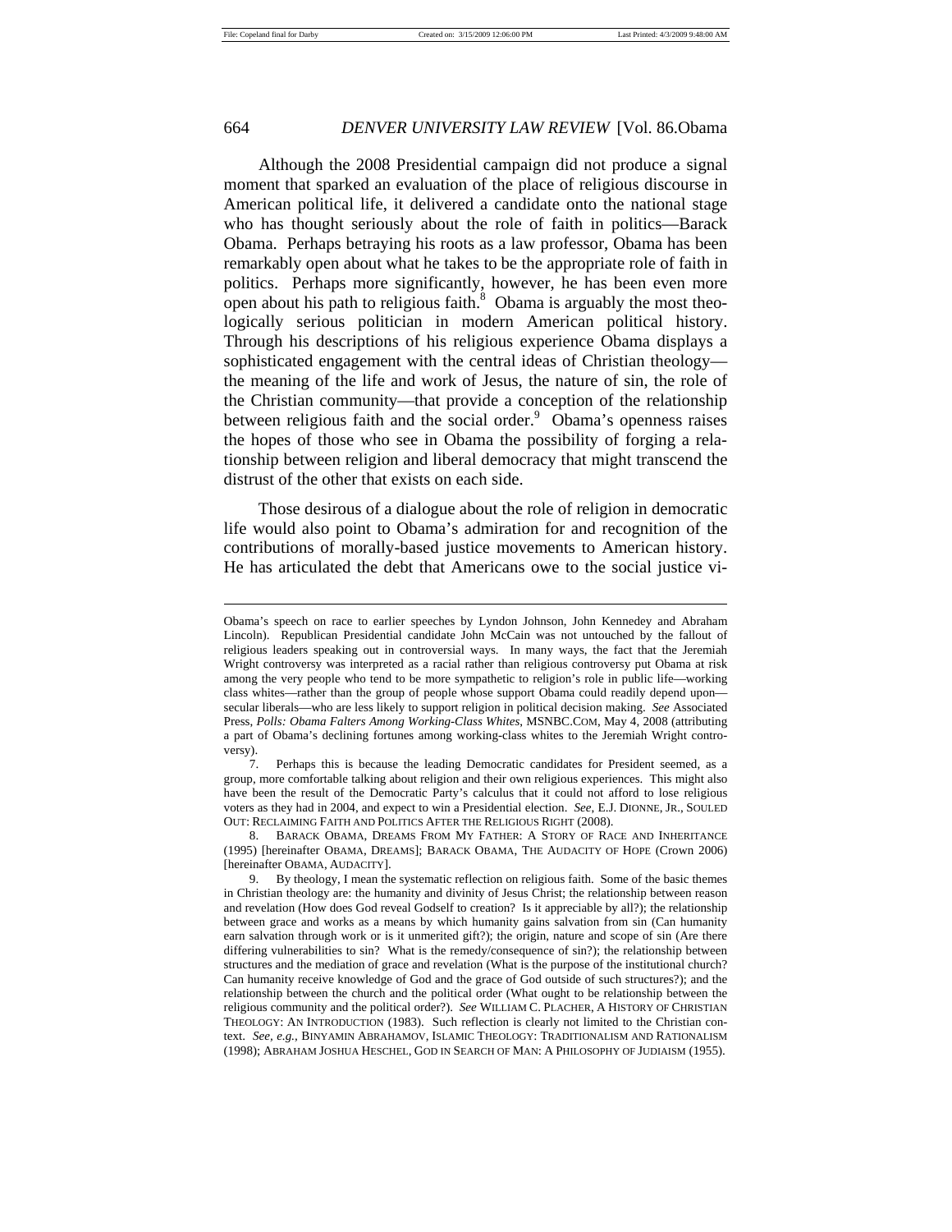Although the 2008 Presidential campaign did not produce a signal moment that sparked an evaluation of the place of religious discourse in American political life, it delivered a candidate onto the national stage who has thought seriously about the role of faith in politics—Barack Obama. Perhaps betraying his roots as a law professor, Obama has been remarkably open about what he takes to be the appropriate role of faith in politics. Perhaps more significantly, however, he has been even more open about his path to religious faith.[8] Obama is arguably the most theologically serious politician in modern American political history. Through his descriptions of his religious experience Obama displays a sophisticated engagement with the central ideas of Christian theology—the meaning of the life and work of Jesus, the nature of sin, the role of the Christian community—that provide a conception of the relationship between religious faith and the social order.[9] Obama's openness raises the hopes of those who see in Obama the possibility of forging a relationship between religion and liberal democracy that might transcend the distrust of the other that exists on each side.

Those desirous of a dialogue about the role of religion in democratic life would also point to Obama's admiration for and recognition of the contributions of morally-based justice movements to American history. He has articulated the debt that Americans owe to the social justice vi-

---

Obama's speech on race to earlier speeches by Lyndon Johnson, John Kennedey and Abraham Lincoln). Republican Presidential candidate John McCain was not untouched by the fallout of religious leaders speaking out in controversial ways. In many ways, the fact that the Jeremiah Wright controversy was interpreted as a racial rather than religious controversy put Obama at risk among the very people who tend to be more sympathetic to religion's role in public life—working class whites—rather than the group of people whose support Obama could readily depend upon—secular liberals—who are less likely to support religion in political decision making. *See* Associated Press, *Polls: Obama Falters Among Working-Class Whites*, MSNBC.COM, May 4, 2008 (attributing a part of Obama's declining fortunes among working-class whites to the Jeremiah Wright controversy).

7. Perhaps this is because the leading Democratic candidates for President seemed, as a group, more comfortable talking about religion and their own religious experiences. This might also have been the result of the Democratic Party's calculus that it could not afford to lose religious voters as they had in 2004, and expect to win a Presidential election. *See*, E.J. DIONNE, JR., SOULED OUT: RECLAIMING FAITH AND POLITICS AFTER THE RELIGIOUS RIGHT (2008).

8. BARACK OBAMA, DREAMS FROM MY FATHER: A STORY OF RACE AND INHERITANCE (1995) [hereinafter OBAMA, DREAMS]; BARACK OBAMA, THE AUDACITY OF HOPE (Crown 2006) [hereinafter OBAMA, AUDACITY].

9. By theology, I mean the systematic reflection on religious faith. Some of the basic themes in Christian theology are: the humanity and divinity of Jesus Christ; the relationship between reason and revelation (How does God reveal Godself to creation? Is it appreciable by all?); the relationship between grace and works as a means by which humanity gains salvation from sin (Can humanity earn salvation through work or is it unmerited gift?); the origin, nature and scope of sin (Are there differing vulnerabilities to sin? What is the remedy/consequence of sin?); the relationship between structures and the mediation of grace and revelation (What is the purpose of the institutional church? Can humanity receive knowledge of God and the grace of God outside of such structures?); and the relationship between the church and the political order (What ought to be relationship between the religious community and the political order?). *See* WILLIAM C. PLACHER, A HISTORY OF CHRISTIAN THEOLOGY: AN INTRODUCTION (1983). Such reflection is clearly not limited to the Christian context. *See, e.g.*, BINYAMIN ABRAHAMOV, ISLAMIC THEOLOGY: TRADITIONALISM AND RATIONALISM (1998); ABRAHAM JOSHUA HESCHEL, GOD IN SEARCH OF MAN: A PHILOSOPHY OF JUDIAISM (1955).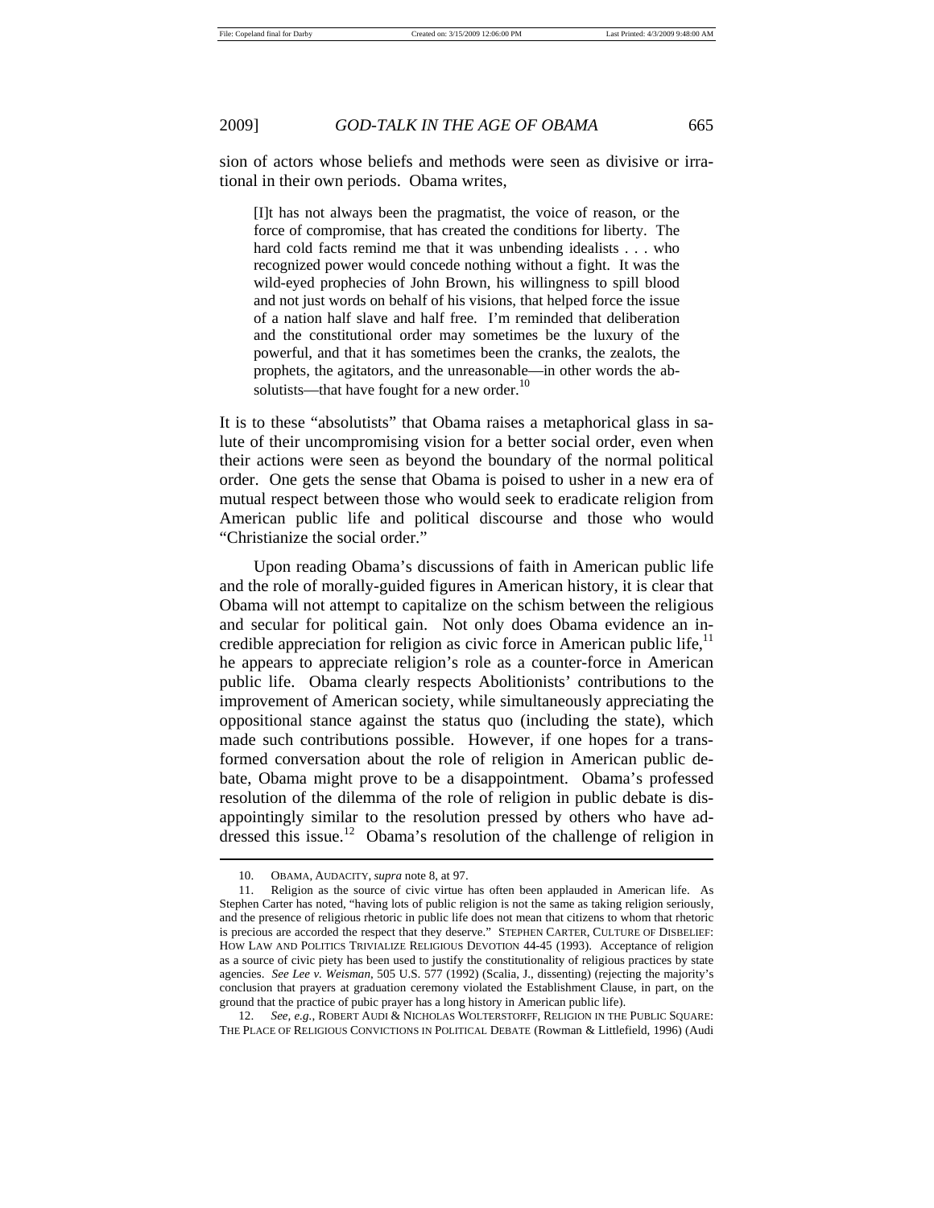sion of actors whose beliefs and methods were seen as divisive or irrational in their own periods. Obama writes,

> [I]t has not always been the pragmatist, the voice of reason, or the force of compromise, that has created the conditions for liberty. The hard cold facts remind me that it was unbending idealists . . . who recognized power would concede nothing without a fight. It was the wild-eyed prophecies of John Brown, his willingness to spill blood and not just words on behalf of his visions, that helped force the issue of a nation half slave and half free. I'm reminded that deliberation and the constitutional order may sometimes be the luxury of the powerful, and that it has sometimes been the cranks, the zealots, the prophets, the agitators, and the unreasonable—in other words the absolutists—that have fought for a new order.[10]

It is to these "absolutists" that Obama raises a metaphorical glass in salute of their uncompromising vision for a better social order, even when their actions were seen as beyond the boundary of the normal political order. One gets the sense that Obama is poised to usher in a new era of mutual respect between those who would seek to eradicate religion from American public life and political discourse and those who would "Christianize the social order."

Upon reading Obama's discussions of faith in American public life and the role of morally-guided figures in American history, it is clear that Obama will not attempt to capitalize on the schism between the religious and secular for political gain. Not only does Obama evidence an incredible appreciation for religion as civic force in American public life,[11] he appears to appreciate religion's role as a counter-force in American public life. Obama clearly respects Abolitionists' contributions to the improvement of American society, while simultaneously appreciating the oppositional stance against the status quo (including the state), which made such contributions possible. However, if one hopes for a transformed conversation about the role of religion in American public debate, Obama might prove to be a disappointment. Obama's professed resolution of the dilemma of the role of religion in public debate is disappointingly similar to the resolution pressed by others who have addressed this issue.[12] Obama's resolution of the challenge of religion in

---

10. OBAMA, AUDACITY, *supra* note 8, at 97.

11. Religion as the source of civic virtue has often been applauded in American life. As Stephen Carter has noted, "having lots of public religion is not the same as taking religion seriously, and the presence of religious rhetoric in public life does not mean that citizens to whom that rhetoric is precious are accorded the respect that they deserve." STEPHEN CARTER, CULTURE OF DISBELIEF: HOW LAW AND POLITICS TRIVIALIZE RELIGIOUS DEVOTION 44-45 (1993). Acceptance of religion as a source of civic piety has been used to justify the constitutionality of religious practices by state agencies. *See Lee v. Weisman*, 505 U.S. 577 (1992) (Scalia, J., dissenting) (rejecting the majority's conclusion that prayers at graduation ceremony violated the Establishment Clause, in part, on the ground that the practice of pubic prayer has a long history in American public life).

12. *See, e.g.*, ROBERT AUDI & NICHOLAS WOLTERSTORFF, RELIGION IN THE PUBLIC SQUARE: THE PLACE OF RELIGIOUS CONVICTIONS IN POLITICAL DEBATE (Rowman & Littlefield, 1996) (Audi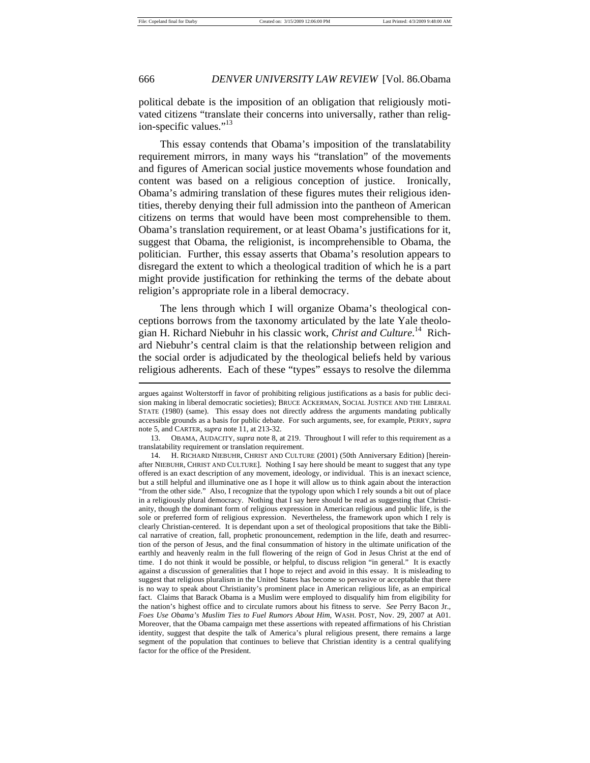political debate is the imposition of an obligation that religiously motivated citizens "translate their concerns into universally, rather than religion-specific values."[13]

This essay contends that Obama's imposition of the translatability requirement mirrors, in many ways his "translation" of the movements and figures of American social justice movements whose foundation and content was based on a religious conception of justice. Ironically, Obama's admiring translation of these figures mutes their religious identities, thereby denying their full admission into the pantheon of American citizens on terms that would have been most comprehensible to them. Obama's translation requirement, or at least Obama's justifications for it, suggest that Obama, the religionist, is incomprehensible to Obama, the politician. Further, this essay asserts that Obama's resolution appears to disregard the extent to which a theological tradition of which he is a part might provide justification for rethinking the terms of the debate about religion's appropriate role in a liberal democracy.

The lens through which I will organize Obama's theological conceptions borrows from the taxonomy articulated by the late Yale theologian H. Richard Niebuhr in his classic work, *Christ and Culture*.[14] Richard Niebuhr's central claim is that the relationship between religion and the social order is adjudicated by the theological beliefs held by various religious adherents. Each of these "types" essays to resolve the dilemma

---

argues against Wolterstorff in favor of prohibiting religious justifications as a basis for public decision making in liberal democratic societies); BRUCE ACKERMAN, SOCIAL JUSTICE AND THE LIBERAL STATE (1980) (same). This essay does not directly address the arguments mandating publically accessible grounds as a basis for public debate. For such arguments, see, for example, PERRY, *supra* note 5, and CARTER, *supra* note 11, at 213-32.

13. OBAMA, AUDACITY, *supra* note 8, at 219. Throughout I will refer to this requirement as a translatability requirement or translation requirement.

14. H. RICHARD NIEBUHR, CHRIST AND CULTURE (2001) (50th Anniversary Edition) [hereinafter NIEBUHR, CHRIST AND CULTURE]. Nothing I say here should be meant to suggest that any type offered is an exact description of any movement, ideology, or individual. This is an inexact science, but a still helpful and illuminative one as I hope it will allow us to think again about the interaction "from the other side." Also, I recognize that the typology upon which I rely sounds a bit out of place in a religiously plural democracy. Nothing that I say here should be read as suggesting that Christianity, though the dominant form of religious expression in American religious and public life, is the sole or preferred form of religious expression. Nevertheless, the framework upon which I rely is clearly Christian-centered. It is dependant upon a set of theological propositions that take the Biblical narrative of creation, fall, prophetic pronouncement, redemption in the life, death and resurrection of the person of Jesus, and the final consummation of history in the ultimate unification of the earthly and heavenly realm in the full flowering of the reign of God in Jesus Christ at the end of time. I do not think it would be possible, or helpful, to discuss religion "in general." It is exactly against a discussion of generalities that I hope to reject and avoid in this essay. It is misleading to suggest that religious pluralism in the United States has become so pervasive or acceptable that there is no way to speak about Christianity's prominent place in American religious life, as an empirical fact. Claims that Barack Obama is a Muslim were employed to disqualify him from eligibility for the nation's highest office and to circulate rumors about his fitness to serve. *See* Perry Bacon Jr., *Foes Use Obama's Muslim Ties to Fuel Rumors About Him*, WASH. POST, Nov. 29, 2007 at A01. Moreover, that the Obama campaign met these assertions with repeated affirmations of his Christian identity, suggest that despite the talk of America's plural religious present, there remains a large segment of the population that continues to believe that Christian identity is a central qualifying factor for the office of the President.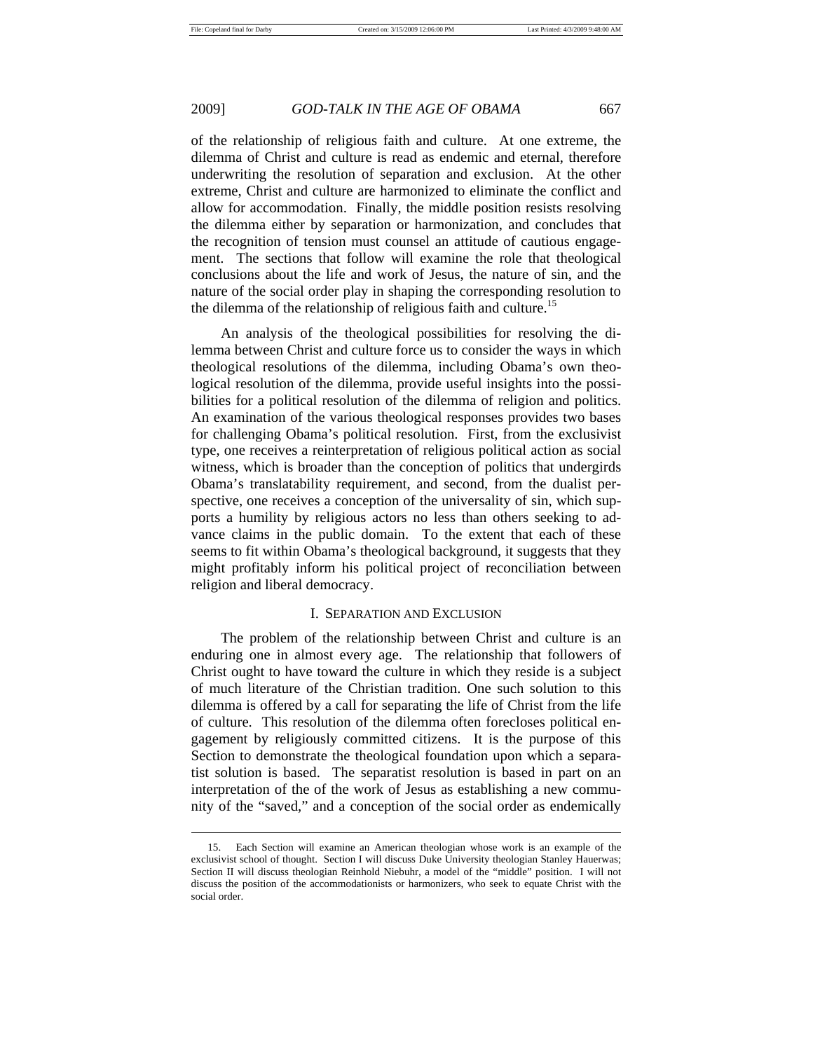of the relationship of religious faith and culture. At one extreme, the dilemma of Christ and culture is read as endemic and eternal, therefore underwriting the resolution of separation and exclusion. At the other extreme, Christ and culture are harmonized to eliminate the conflict and allow for accommodation. Finally, the middle position resists resolving the dilemma either by separation or harmonization, and concludes that the recognition of tension must counsel an attitude of cautious engagement. The sections that follow will examine the role that theological conclusions about the life and work of Jesus, the nature of sin, and the nature of the social order play in shaping the corresponding resolution to the dilemma of the relationship of religious faith and culture.[15]

An analysis of the theological possibilities for resolving the dilemma between Christ and culture force us to consider the ways in which theological resolutions of the dilemma, including Obama's own theological resolution of the dilemma, provide useful insights into the possibilities for a political resolution of the dilemma of religion and politics. An examination of the various theological responses provides two bases for challenging Obama's political resolution. First, from the exclusivist type, one receives a reinterpretation of religious political action as social witness, which is broader than the conception of politics that undergirds Obama's translatability requirement, and second, from the dualist perspective, one receives a conception of the universality of sin, which supports a humility by religious actors no less than others seeking to advance claims in the public domain. To the extent that each of these seems to fit within Obama's theological background, it suggests that they might profitably inform his political project of reconciliation between religion and liberal democracy.

## I. Separation and Exclusion

The problem of the relationship between Christ and culture is an enduring one in almost every age. The relationship that followers of Christ ought to have toward the culture in which they reside is a subject of much literature of the Christian tradition. One such solution to this dilemma is offered by a call for separating the life of Christ from the life of culture. This resolution of the dilemma often forecloses political engagement by religiously committed citizens. It is the purpose of this Section to demonstrate the theological foundation upon which a separatist solution is based. The separatist resolution is based in part on an interpretation of the of the work of Jesus as establishing a new community of the "saved," and a conception of the social order as endemically

15. Each Section will examine an American theologian whose work is an example of the exclusivist school of thought. Section I will discuss Duke University theologian Stanley Hauerwas; Section II will discuss theologian Reinhold Niebuhr, a model of the "middle" position. I will not discuss the position of the accommodationists or harmonizers, who seek to equate Christ with the social order.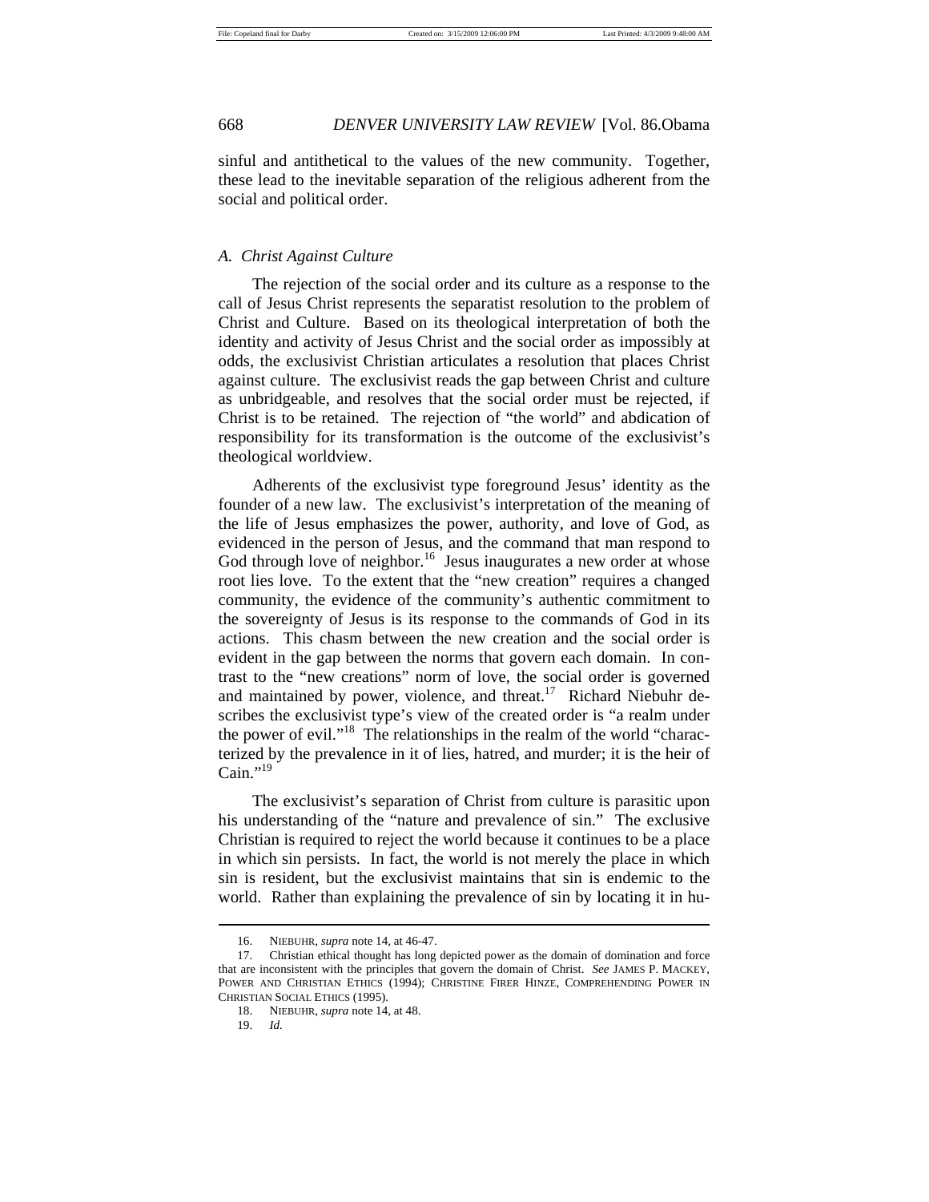sinful and antithetical to the values of the new community. Together, these lead to the inevitable separation of the religious adherent from the social and political order.

### *A. Christ Against Culture*

The rejection of the social order and its culture as a response to the call of Jesus Christ represents the separatist resolution to the problem of Christ and Culture. Based on its theological interpretation of both the identity and activity of Jesus Christ and the social order as impossibly at odds, the exclusivist Christian articulates a resolution that places Christ against culture. The exclusivist reads the gap between Christ and culture as unbridgeable, and resolves that the social order must be rejected, if Christ is to be retained. The rejection of "the world" and abdication of responsibility for its transformation is the outcome of the exclusivist's theological worldview.

Adherents of the exclusivist type foreground Jesus' identity as the founder of a new law. The exclusivist's interpretation of the meaning of the life of Jesus emphasizes the power, authority, and love of God, as evidenced in the person of Jesus, and the command that man respond to God through love of neighbor.[16] Jesus inaugurates a new order at whose root lies love. To the extent that the "new creation" requires a changed community, the evidence of the community's authentic commitment to the sovereignty of Jesus is its response to the commands of God in its actions. This chasm between the new creation and the social order is evident in the gap between the norms that govern each domain. In contrast to the "new creations" norm of love, the social order is governed and maintained by power, violence, and threat.[17] Richard Niebuhr describes the exclusivist type's view of the created order is "a realm under the power of evil."[18] The relationships in the realm of the world "characterized by the prevalence in it of lies, hatred, and murder; it is the heir of Cain."[19]

The exclusivist's separation of Christ from culture is parasitic upon his understanding of the "nature and prevalence of sin." The exclusive Christian is required to reject the world because it continues to be a place in which sin persists. In fact, the world is not merely the place in which sin is resident, but the exclusivist maintains that sin is endemic to the world. Rather than explaining the prevalence of sin by locating it in hu-

---

16. NIEBUHR, *supra* note 14, at 46-47.

17. Christian ethical thought has long depicted power as the domain of domination and force that are inconsistent with the principles that govern the domain of Christ. *See* JAMES P. MACKEY, POWER AND CHRISTIAN ETHICS (1994); CHRISTINE FIRER HINZE, COMPREHENDING POWER IN CHRISTIAN SOCIAL ETHICS (1995).

18. NIEBUHR, *supra* note 14, at 48.

19. *Id.*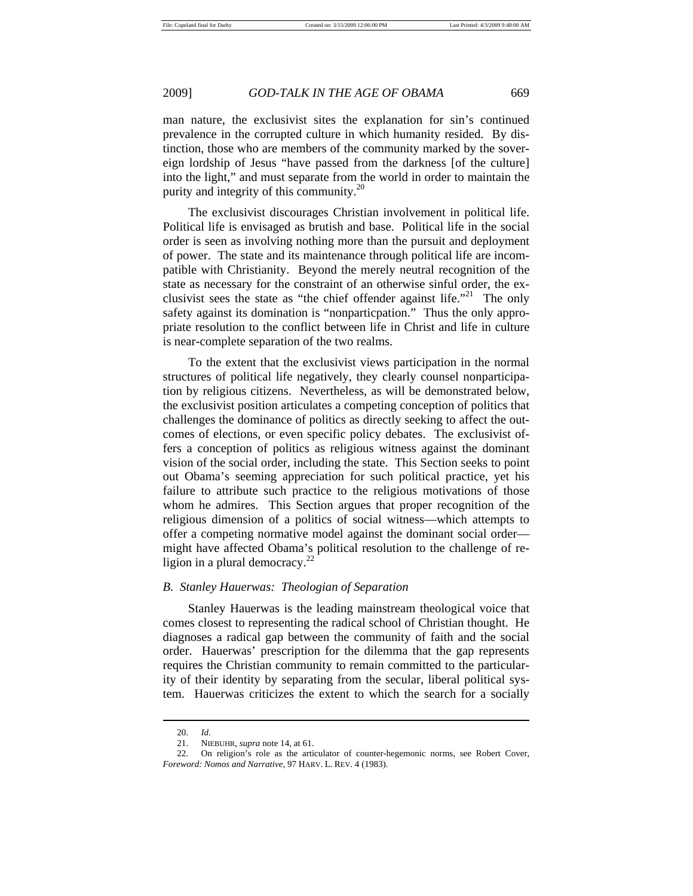man nature, the exclusivist sites the explanation for sin's continued prevalence in the corrupted culture in which humanity resided. By distinction, those who are members of the community marked by the sovereign lordship of Jesus "have passed from the darkness [of the culture] into the light," and must separate from the world in order to maintain the purity and integrity of this community.[20]

The exclusivist discourages Christian involvement in political life. Political life is envisaged as brutish and base. Political life in the social order is seen as involving nothing more than the pursuit and deployment of power. The state and its maintenance through political life are incompatible with Christianity. Beyond the merely neutral recognition of the state as necessary for the constraint of an otherwise sinful order, the exclusivist sees the state as "the chief offender against life."[21] The only safety against its domination is "nonparticpation." Thus the only appropriate resolution to the conflict between life in Christ and life in culture is near-complete separation of the two realms.

To the extent that the exclusivist views participation in the normal structures of political life negatively, they clearly counsel nonparticipation by religious citizens. Nevertheless, as will be demonstrated below, the exclusivist position articulates a competing conception of politics that challenges the dominance of politics as directly seeking to affect the outcomes of elections, or even specific policy debates. The exclusivist offers a conception of politics as religious witness against the dominant vision of the social order, including the state. This Section seeks to point out Obama's seeming appreciation for such political practice, yet his failure to attribute such practice to the religious motivations of those whom he admires. This Section argues that proper recognition of the religious dimension of a politics of social witness—which attempts to offer a competing normative model against the dominant social order—might have affected Obama's political resolution to the challenge of religion in a plural democracy.[22]

### *B. Stanley Hauerwas: Theologian of Separation*

Stanley Hauerwas is the leading mainstream theological voice that comes closest to representing the radical school of Christian thought. He diagnoses a radical gap between the community of faith and the social order. Hauerwas' prescription for the dilemma that the gap represents requires the Christian community to remain committed to the particularity of their identity by separating from the secular, liberal political system. Hauerwas criticizes the extent to which the search for a socially

---

20. *Id.*

21. NIEBUHR, *supra* note 14, at 61.

22. On religion's role as the articulator of counter-hegemonic norms, see Robert Cover, *Foreword: Nomos and Narrative*, 97 HARV. L. REV. 4 (1983).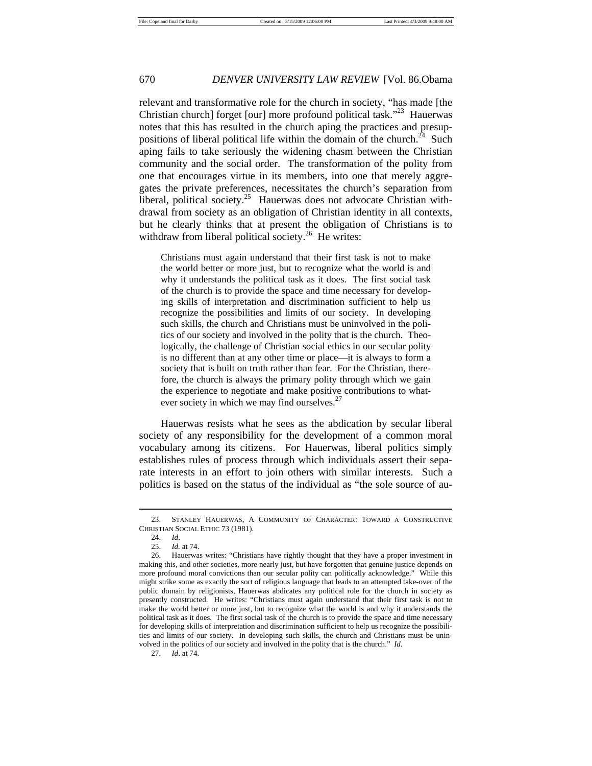relevant and transformative role for the church in society, "has made [the Christian church] forget [our] more profound political task."[23] Hauerwas notes that this has resulted in the church aping the practices and presuppositions of liberal political life within the domain of the church.[24] Such aping fails to take seriously the widening chasm between the Christian community and the social order. The transformation of the polity from one that encourages virtue in its members, into one that merely aggregates the private preferences, necessitates the church's separation from liberal, political society.[25] Hauerwas does not advocate Christian withdrawal from society as an obligation of Christian identity in all contexts, but he clearly thinks that at present the obligation of Christians is to withdraw from liberal political society.[26] He writes:

> Christians must again understand that their first task is not to make the world better or more just, but to recognize what the world is and why it understands the political task as it does. The first social task of the church is to provide the space and time necessary for developing skills of interpretation and discrimination sufficient to help us recognize the possibilities and limits of our society. In developing such skills, the church and Christians must be uninvolved in the politics of our society and involved in the polity that is the church. Theologically, the challenge of Christian social ethics in our secular polity is no different than at any other time or place—it is always to form a society that is built on truth rather than fear. For the Christian, therefore, the church is always the primary polity through which we gain the experience to negotiate and make positive contributions to whatever society in which we may find ourselves.[27]

Hauerwas resists what he sees as the abdication by secular liberal society of any responsibility for the development of a common moral vocabulary among its citizens. For Hauerwas, liberal politics simply establishes rules of process through which individuals assert their separate interests in an effort to join others with similar interests. Such a politics is based on the status of the individual as "the sole source of au-

---

23. STANLEY HAUERWAS, A COMMUNITY OF CHARACTER: TOWARD A CONSTRUCTIVE CHRISTIAN SOCIAL ETHIC 73 (1981).

24. *Id*.

25. *Id*. at 74.

26. Hauerwas writes: "Christians have rightly thought that they have a proper investment in making this, and other societies, more nearly just, but have forgotten that genuine justice depends on more profound moral convictions than our secular polity can politically acknowledge." While this might strike some as exactly the sort of religious language that leads to an attempted take-over of the public domain by religionists, Hauerwas abdicates any political role for the church in society as presently constructed. He writes: "Christians must again understand that their first task is not to make the world better or more just, but to recognize what the world is and why it understands the political task as it does. The first social task of the church is to provide the space and time necessary for developing skills of interpretation and discrimination sufficient to help us recognize the possibilities and limits of our society. In developing such skills, the church and Christians must be uninvolved in the politics of our society and involved in the polity that is the church." *Id*.

27. *Id*. at 74.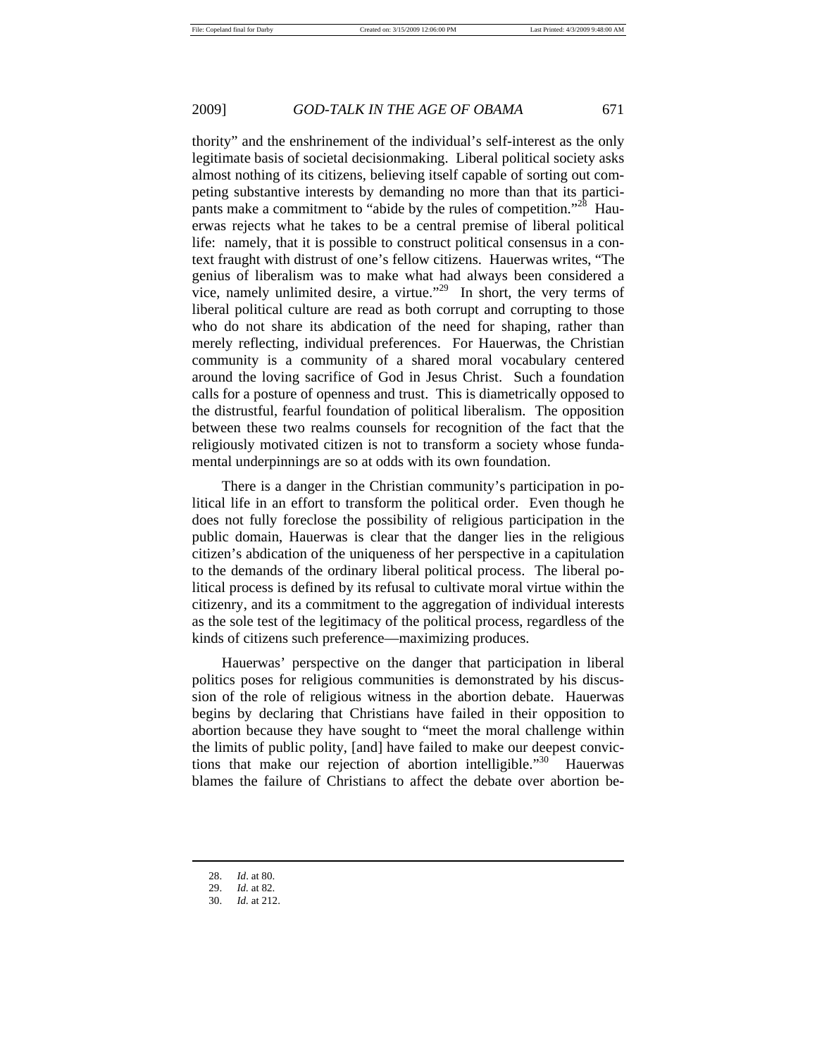thority" and the enshrinement of the individual's self-interest as the only legitimate basis of societal decisionmaking. Liberal political society asks almost nothing of its citizens, believing itself capable of sorting out competing substantive interests by demanding no more than that its participants make a commitment to "abide by the rules of competition."[28] Hauerwas rejects what he takes to be a central premise of liberal political life: namely, that it is possible to construct political consensus in a context fraught with distrust of one's fellow citizens. Hauerwas writes, "The genius of liberalism was to make what had always been considered a vice, namely unlimited desire, a virtue."[29] In short, the very terms of liberal political culture are read as both corrupt and corrupting to those who do not share its abdication of the need for shaping, rather than merely reflecting, individual preferences. For Hauerwas, the Christian community is a community of a shared moral vocabulary centered around the loving sacrifice of God in Jesus Christ. Such a foundation calls for a posture of openness and trust. This is diametrically opposed to the distrustful, fearful foundation of political liberalism. The opposition between these two realms counsels for recognition of the fact that the religiously motivated citizen is not to transform a society whose fundamental underpinnings are so at odds with its own foundation.

There is a danger in the Christian community's participation in political life in an effort to transform the political order. Even though he does not fully foreclose the possibility of religious participation in the public domain, Hauerwas is clear that the danger lies in the religious citizen's abdication of the uniqueness of her perspective in a capitulation to the demands of the ordinary liberal political process. The liberal political process is defined by its refusal to cultivate moral virtue within the citizenry, and its a commitment to the aggregation of individual interests as the sole test of the legitimacy of the political process, regardless of the kinds of citizens such preference—maximizing produces.

Hauerwas' perspective on the danger that participation in liberal politics poses for religious communities is demonstrated by his discussion of the role of religious witness in the abortion debate. Hauerwas begins by declaring that Christians have failed in their opposition to abortion because they have sought to "meet the moral challenge within the limits of public polity, [and] have failed to make our deepest convictions that make our rejection of abortion intelligible."[30] Hauerwas blames the failure of Christians to affect the debate over abortion be-

---

28. *Id.* at 80.
29. *Id.* at 82.
30. *Id.* at 212.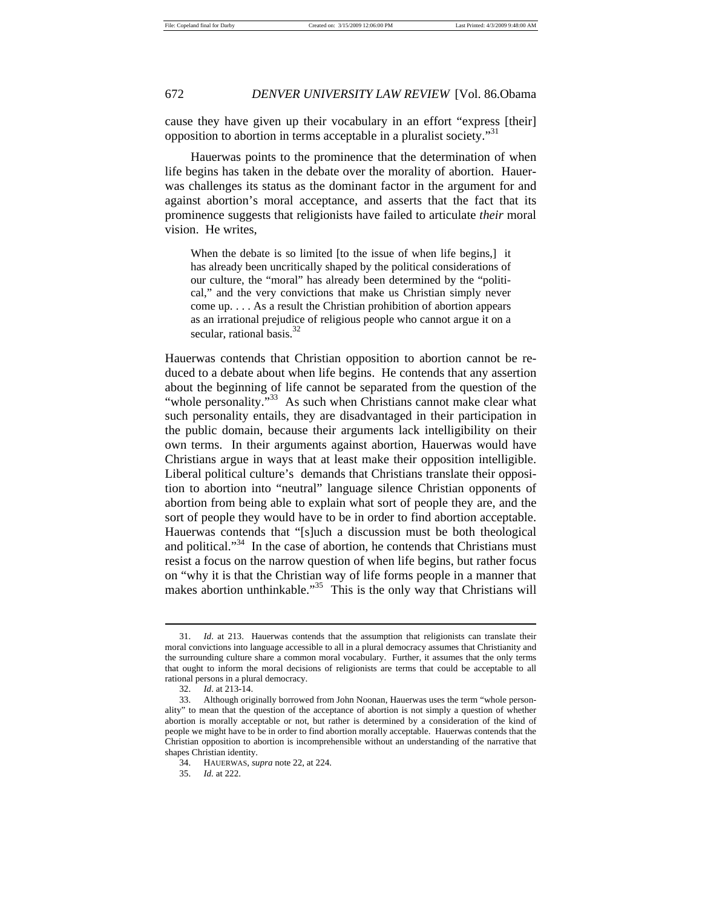cause they have given up their vocabulary in an effort "express [their] opposition to abortion in terms acceptable in a pluralist society."[31]

Hauerwas points to the prominence that the determination of when life begins has taken in the debate over the morality of abortion. Hauerwas challenges its status as the dominant factor in the argument for and against abortion's moral acceptance, and asserts that the fact that its prominence suggests that religionists have failed to articulate *their* moral vision. He writes,

> When the debate is so limited [to the issue of when life begins,] it has already been uncritically shaped by the political considerations of our culture, the "moral" has already been determined by the "political," and the very convictions that make us Christian simply never come up. . . . As a result the Christian prohibition of abortion appears as an irrational prejudice of religious people who cannot argue it on a secular, rational basis.[32]

Hauerwas contends that Christian opposition to abortion cannot be reduced to a debate about when life begins. He contends that any assertion about the beginning of life cannot be separated from the question of the "whole personality."[33] As such when Christians cannot make clear what such personality entails, they are disadvantaged in their participation in the public domain, because their arguments lack intelligibility on their own terms. In their arguments against abortion, Hauerwas would have Christians argue in ways that at least make their opposition intelligible. Liberal political culture's demands that Christians translate their opposition to abortion into "neutral" language silence Christian opponents of abortion from being able to explain what sort of people they are, and the sort of people they would have to be in order to find abortion acceptable. Hauerwas contends that "[s]uch a discussion must be both theological and political."[34] In the case of abortion, he contends that Christians must resist a focus on the narrow question of when life begins, but rather focus on "why it is that the Christian way of life forms people in a manner that makes abortion unthinkable."[35] This is the only way that Christians will

---

31. *Id*. at 213. Hauerwas contends that the assumption that religionists can translate their moral convictions into language accessible to all in a plural democracy assumes that Christianity and the surrounding culture share a common moral vocabulary. Further, it assumes that the only terms that ought to inform the moral decisions of religionists are terms that could be acceptable to all rational persons in a plural democracy.

32. *Id*. at 213-14.

33. Although originally borrowed from John Noonan, Hauerwas uses the term "whole personality" to mean that the question of the acceptance of abortion is not simply a question of whether abortion is morally acceptable or not, but rather is determined by a consideration of the kind of people we might have to be in order to find abortion morally acceptable. Hauerwas contends that the Christian opposition to abortion is incomprehensible without an understanding of the narrative that shapes Christian identity.

34. HAUERWAS, *supra* note 22, at 224.

35. *Id.* at 222.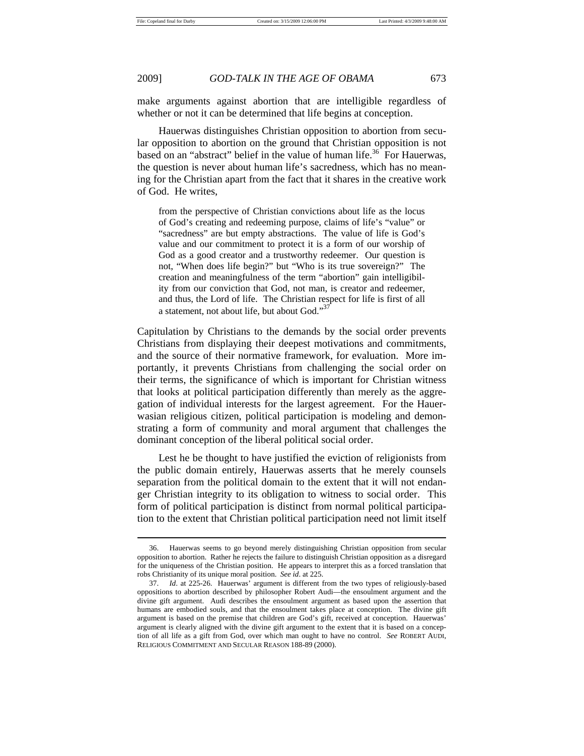make arguments against abortion that are intelligible regardless of whether or not it can be determined that life begins at conception.

Hauerwas distinguishes Christian opposition to abortion from secular opposition to abortion on the ground that Christian opposition is not based on an "abstract" belief in the value of human life.[36] For Hauerwas, the question is never about human life's sacredness, which has no meaning for the Christian apart from the fact that it shares in the creative work of God. He writes,

> from the perspective of Christian convictions about life as the locus of God's creating and redeeming purpose, claims of life's "value" or "sacredness" are but empty abstractions. The value of life is God's value and our commitment to protect it is a form of our worship of God as a good creator and a trustworthy redeemer. Our question is not, "When does life begin?" but "Who is its true sovereign?" The creation and meaningfulness of the term "abortion" gain intelligibility from our conviction that God, not man, is creator and redeemer, and thus, the Lord of life. The Christian respect for life is first of all a statement, not about life, but about God."[37]

Capitulation by Christians to the demands by the social order prevents Christians from displaying their deepest motivations and commitments, and the source of their normative framework, for evaluation. More importantly, it prevents Christians from challenging the social order on their terms, the significance of which is important for Christian witness that looks at political participation differently than merely as the aggregation of individual interests for the largest agreement. For the Hauerwasian religious citizen, political participation is modeling and demonstrating a form of community and moral argument that challenges the dominant conception of the liberal political social order.

Lest he be thought to have justified the eviction of religionists from the public domain entirely, Hauerwas asserts that he merely counsels separation from the political domain to the extent that it will not endanger Christian integrity to its obligation to witness to social order. This form of political participation is distinct from normal political participation to the extent that Christian political participation need not limit itself

---

36. Hauerwas seems to go beyond merely distinguishing Christian opposition from secular opposition to abortion. Rather he rejects the failure to distinguish Christian opposition as a disregard for the uniqueness of the Christian position. He appears to interpret this as a forced translation that robs Christianity of its unique moral position. *See id*. at 225.

37. *Id*. at 225-26. Hauerwas' argument is different from the two types of religiously-based oppositions to abortion described by philosopher Robert Audi—the ensoulment argument and the divine gift argument. Audi describes the ensoulment argument as based upon the assertion that humans are embodied souls, and that the ensoulment takes place at conception. The divine gift argument is based on the premise that children are God's gift, received at conception. Hauerwas' argument is clearly aligned with the divine gift argument to the extent that it is based on a conception of all life as a gift from God, over which man ought to have no control. *See* ROBERT AUDI, RELIGIOUS COMMITMENT AND SECULAR REASON 188-89 (2000).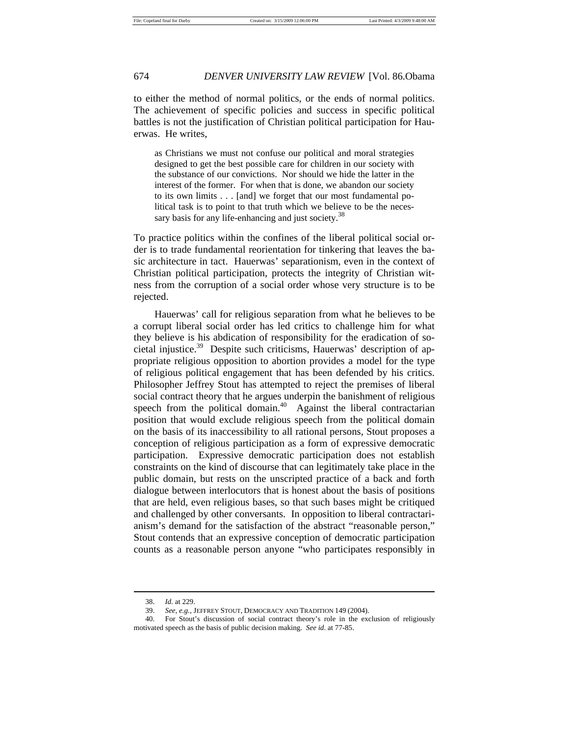to either the method of normal politics, or the ends of normal politics. The achievement of specific policies and success in specific political battles is not the justification of Christian political participation for Hauerwas. He writes,

> as Christians we must not confuse our political and moral strategies designed to get the best possible care for children in our society with the substance of our convictions. Nor should we hide the latter in the interest of the former. For when that is done, we abandon our society to its own limits . . . [and] we forget that our most fundamental political task is to point to that truth which we believe to be the necessary basis for any life-enhancing and just society.[38]

To practice politics within the confines of the liberal political social order is to trade fundamental reorientation for tinkering that leaves the basic architecture in tact. Hauerwas' separationism, even in the context of Christian political participation, protects the integrity of Christian witness from the corruption of a social order whose very structure is to be rejected.

Hauerwas' call for religious separation from what he believes to be a corrupt liberal social order has led critics to challenge him for what they believe is his abdication of responsibility for the eradication of societal injustice.[39] Despite such criticisms, Hauerwas' description of appropriate religious opposition to abortion provides a model for the type of religious political engagement that has been defended by his critics. Philosopher Jeffrey Stout has attempted to reject the premises of liberal social contract theory that he argues underpin the banishment of religious speech from the political domain.[40] Against the liberal contractarian position that would exclude religious speech from the political domain on the basis of its inaccessibility to all rational persons, Stout proposes a conception of religious participation as a form of expressive democratic participation. Expressive democratic participation does not establish constraints on the kind of discourse that can legitimately take place in the public domain, but rests on the unscripted practice of a back and forth dialogue between interlocutors that is honest about the basis of positions that are held, even religious bases, so that such bases might be critiqued and challenged by other conversants. In opposition to liberal contractarianism's demand for the satisfaction of the abstract "reasonable person," Stout contends that an expressive conception of democratic participation counts as a reasonable person anyone "who participates responsibly in

---

38. *Id.* at 229.

39. *See, e.g.*, JEFFREY STOUT, DEMOCRACY AND TRADITION 149 (2004).

40. For Stout's discussion of social contract theory's role in the exclusion of religiously motivated speech as the basis of public decision making. *See id.* at 77-85.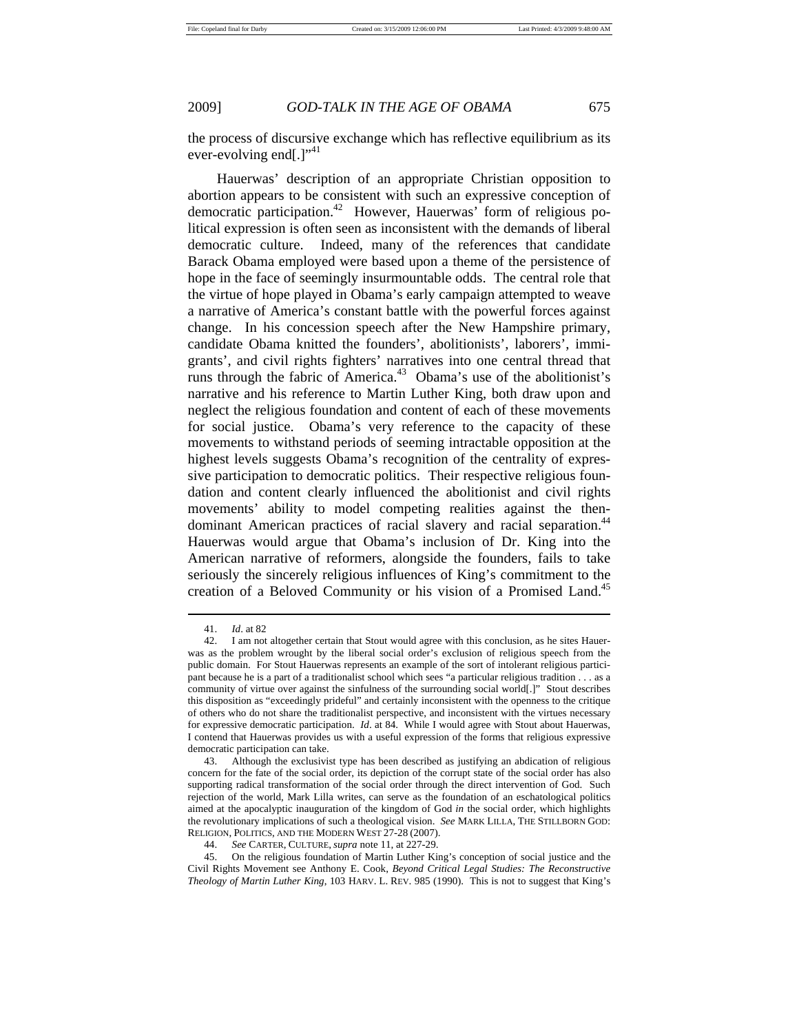the process of discursive exchange which has reflective equilibrium as its ever-evolving end[.]"[41]

Hauerwas' description of an appropriate Christian opposition to abortion appears to be consistent with such an expressive conception of democratic participation.[42] However, Hauerwas' form of religious political expression is often seen as inconsistent with the demands of liberal democratic culture. Indeed, many of the references that candidate Barack Obama employed were based upon a theme of the persistence of hope in the face of seemingly insurmountable odds. The central role that the virtue of hope played in Obama's early campaign attempted to weave a narrative of America's constant battle with the powerful forces against change. In his concession speech after the New Hampshire primary, candidate Obama knitted the founders', abolitionists', laborers', immigrants', and civil rights fighters' narratives into one central thread that runs through the fabric of America.[43] Obama's use of the abolitionist's narrative and his reference to Martin Luther King, both draw upon and neglect the religious foundation and content of each of these movements for social justice. Obama's very reference to the capacity of these movements to withstand periods of seeming intractable opposition at the highest levels suggests Obama's recognition of the centrality of expressive participation to democratic politics. Their respective religious foundation and content clearly influenced the abolitionist and civil rights movements' ability to model competing realities against the then-dominant American practices of racial slavery and racial separation.[44] Hauerwas would argue that Obama's inclusion of Dr. King into the American narrative of reformers, alongside the founders, fails to take seriously the sincerely religious influences of King's commitment to the creation of a Beloved Community or his vision of a Promised Land.[45]

---

41. *Id*. at 82

42. I am not altogether certain that Stout would agree with this conclusion, as he sites Hauerwas as the problem wrought by the liberal social order's exclusion of religious speech from the public domain. For Stout Hauerwas represents an example of the sort of intolerant religious participant because he is a part of a traditionalist school which sees "a particular religious tradition . . . as a community of virtue over against the sinfulness of the surrounding social world[.]" Stout describes this disposition as "exceedingly prideful" and certainly inconsistent with the openness to the critique of others who do not share the traditionalist perspective, and inconsistent with the virtues necessary for expressive democratic participation. *Id*. at 84. While I would agree with Stout about Hauerwas, I contend that Hauerwas provides us with a useful expression of the forms that religious expressive democratic participation can take.

43. Although the exclusivist type has been described as justifying an abdication of religious concern for the fate of the social order, its depiction of the corrupt state of the social order has also supporting radical transformation of the social order through the direct intervention of God. Such rejection of the world, Mark Lilla writes, can serve as the foundation of an eschatological politics aimed at the apocalyptic inauguration of the kingdom of God *in* the social order, which highlights the revolutionary implications of such a theological vision. *See* MARK LILLA, THE STILLBORN GOD: RELIGION, POLITICS, AND THE MODERN WEST 27-28 (2007).

44. *See* CARTER, CULTURE, *supra* note 11, at 227-29.

45. On the religious foundation of Martin Luther King's conception of social justice and the Civil Rights Movement see Anthony E. Cook, *Beyond Critical Legal Studies: The Reconstructive Theology of Martin Luther King*, 103 HARV. L. REV. 985 (1990). This is not to suggest that King's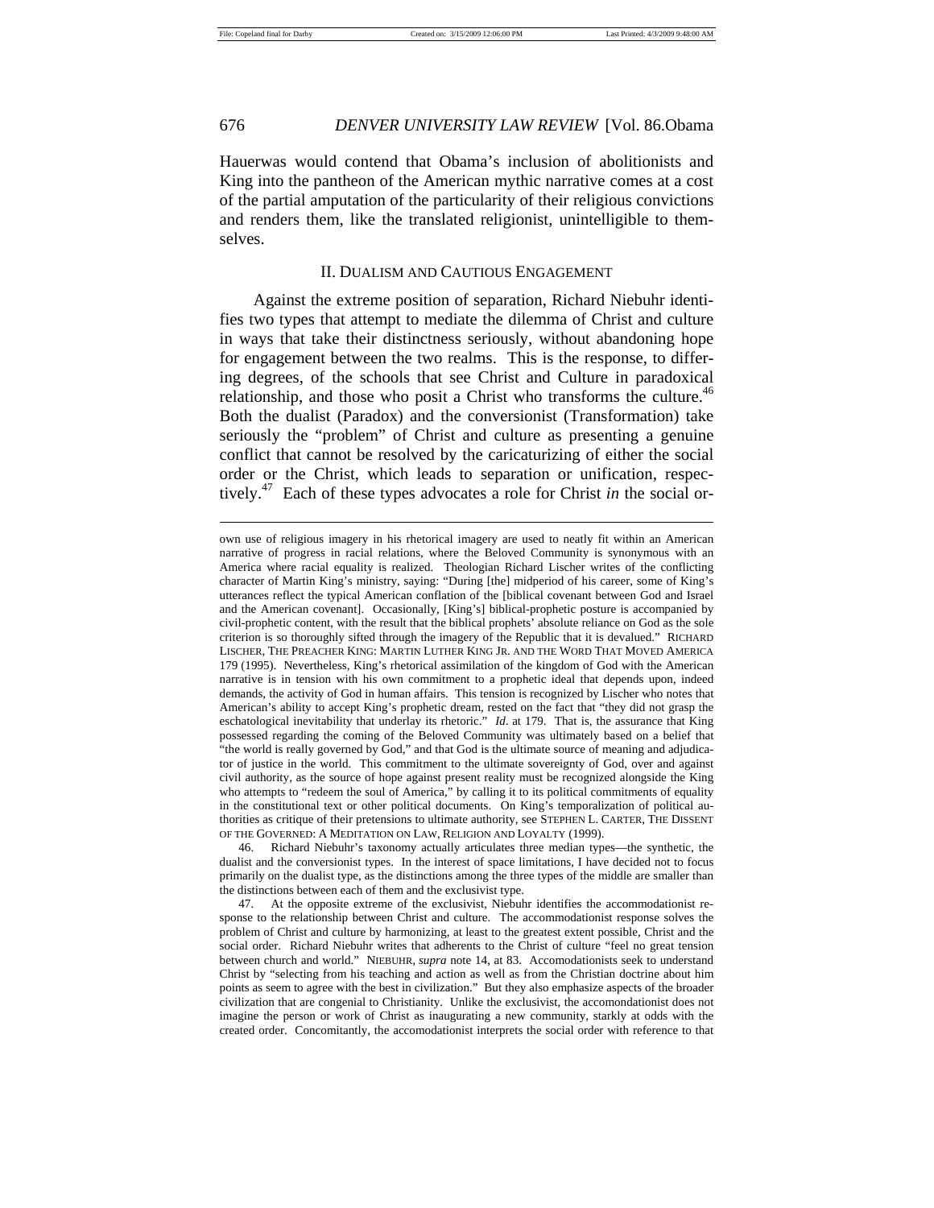Hauerwas would contend that Obama's inclusion of abolitionists and King into the pantheon of the American mythic narrative comes at a cost of the partial amputation of the particularity of their religious convictions and renders them, like the translated religionist, unintelligible to themselves.

## II. DUALISM AND CAUTIOUS ENGAGEMENT

Against the extreme position of separation, Richard Niebuhr identifies two types that attempt to mediate the dilemma of Christ and culture in ways that take their distinctness seriously, without abandoning hope for engagement between the two realms. This is the response, to differing degrees, of the schools that see Christ and Culture in paradoxical relationship, and those who posit a Christ who transforms the culture.[46] Both the dualist (Paradox) and the conversionist (Transformation) take seriously the "problem" of Christ and culture as presenting a genuine conflict that cannot be resolved by the caricaturizing of either the social order or the Christ, which leads to separation or unification, respectively.[47] Each of these types advocates a role for Christ *in* the social or-

---

own use of religious imagery in his rhetorical imagery are used to neatly fit within an American narrative of progress in racial relations, where the Beloved Community is synonymous with an America where racial equality is realized. Theologian Richard Lischer writes of the conflicting character of Martin King's ministry, saying: "During [the] midperiod of his career, some of King's utterances reflect the typical American conflation of the [biblical covenant between God and Israel and the American covenant]. Occasionally, [King's] biblical-prophetic posture is accompanied by civil-prophetic content, with the result that the biblical prophets' absolute reliance on God as the sole criterion is so thoroughly sifted through the imagery of the Republic that it is devalued." RICHARD LISCHER, THE PREACHER KING: MARTIN LUTHER KING JR. AND THE WORD THAT MOVED AMERICA 179 (1995). Nevertheless, King's rhetorical assimilation of the kingdom of God with the American narrative is in tension with his own commitment to a prophetic ideal that depends upon, indeed demands, the activity of God in human affairs. This tension is recognized by Lischer who notes that American's ability to accept King's prophetic dream, rested on the fact that "they did not grasp the eschatological inevitability that underlay its rhetoric." *Id*. at 179. That is, the assurance that King possessed regarding the coming of the Beloved Community was ultimately based on a belief that "the world is really governed by God," and that God is the ultimate source of meaning and adjudicator of justice in the world. This commitment to the ultimate sovereignty of God, over and against civil authority, as the source of hope against present reality must be recognized alongside the King who attempts to "redeem the soul of America," by calling it to its political commitments of equality in the constitutional text or other political documents. On King's temporalization of political authorities as critique of their pretensions to ultimate authority, see STEPHEN L. CARTER, THE DISSENT OF THE GOVERNED: A MEDITATION ON LAW, RELIGION AND LOYALTY (1999).

46. Richard Niebuhr's taxonomy actually articulates three median types—the synthetic, the dualist and the conversionist types. In the interest of space limitations, I have decided not to focus primarily on the dualist type, as the distinctions among the three types of the middle are smaller than the distinctions between each of them and the exclusivist type.

47. At the opposite extreme of the exclusivist, Niebuhr identifies the accommodationist response to the relationship between Christ and culture. The accommodationist response solves the problem of Christ and culture by harmonizing, at least to the greatest extent possible, Christ and the social order. Richard Niebuhr writes that adherents to the Christ of culture "feel no great tension between church and world." NIEBUHR, *supra* note 14, at 83. Accomodationists seek to understand Christ by "selecting from his teaching and action as well as from the Christian doctrine about him points as seem to agree with the best in civilization." But they also emphasize aspects of the broader civilization that are congenial to Christianity. Unlike the exclusivist, the accomondationist does not imagine the person or work of Christ as inaugurating a new community, starkly at odds with the created order. Concomitantly, the accomodationist interprets the social order with reference to that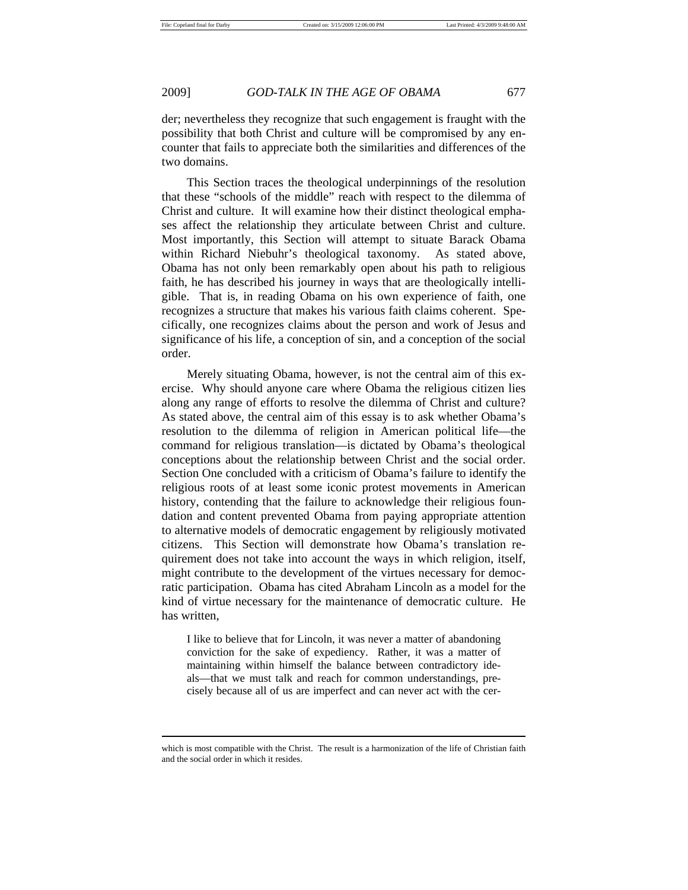der; nevertheless they recognize that such engagement is fraught with the possibility that both Christ and culture will be compromised by any encounter that fails to appreciate both the similarities and differences of the two domains.

This Section traces the theological underpinnings of the resolution that these "schools of the middle" reach with respect to the dilemma of Christ and culture. It will examine how their distinct theological emphases affect the relationship they articulate between Christ and culture. Most importantly, this Section will attempt to situate Barack Obama within Richard Niebuhr's theological taxonomy. As stated above, Obama has not only been remarkably open about his path to religious faith, he has described his journey in ways that are theologically intelligible. That is, in reading Obama on his own experience of faith, one recognizes a structure that makes his various faith claims coherent. Specifically, one recognizes claims about the person and work of Jesus and significance of his life, a conception of sin, and a conception of the social order.

Merely situating Obama, however, is not the central aim of this exercise. Why should anyone care where Obama the religious citizen lies along any range of efforts to resolve the dilemma of Christ and culture? As stated above, the central aim of this essay is to ask whether Obama's resolution to the dilemma of religion in American political life—the command for religious translation—is dictated by Obama's theological conceptions about the relationship between Christ and the social order. Section One concluded with a criticism of Obama's failure to identify the religious roots of at least some iconic protest movements in American history, contending that the failure to acknowledge their religious foundation and content prevented Obama from paying appropriate attention to alternative models of democratic engagement by religiously motivated citizens. This Section will demonstrate how Obama's translation requirement does not take into account the ways in which religion, itself, might contribute to the development of the virtues necessary for democratic participation. Obama has cited Abraham Lincoln as a model for the kind of virtue necessary for the maintenance of democratic culture. He has written,

> I like to believe that for Lincoln, it was never a matter of abandoning conviction for the sake of expediency. Rather, it was a matter of maintaining within himself the balance between contradictory ideals—that we must talk and reach for common understandings, precisely because all of us are imperfect and can never act with the cer-

---

which is most compatible with the Christ. The result is a harmonization of the life of Christian faith and the social order in which it resides.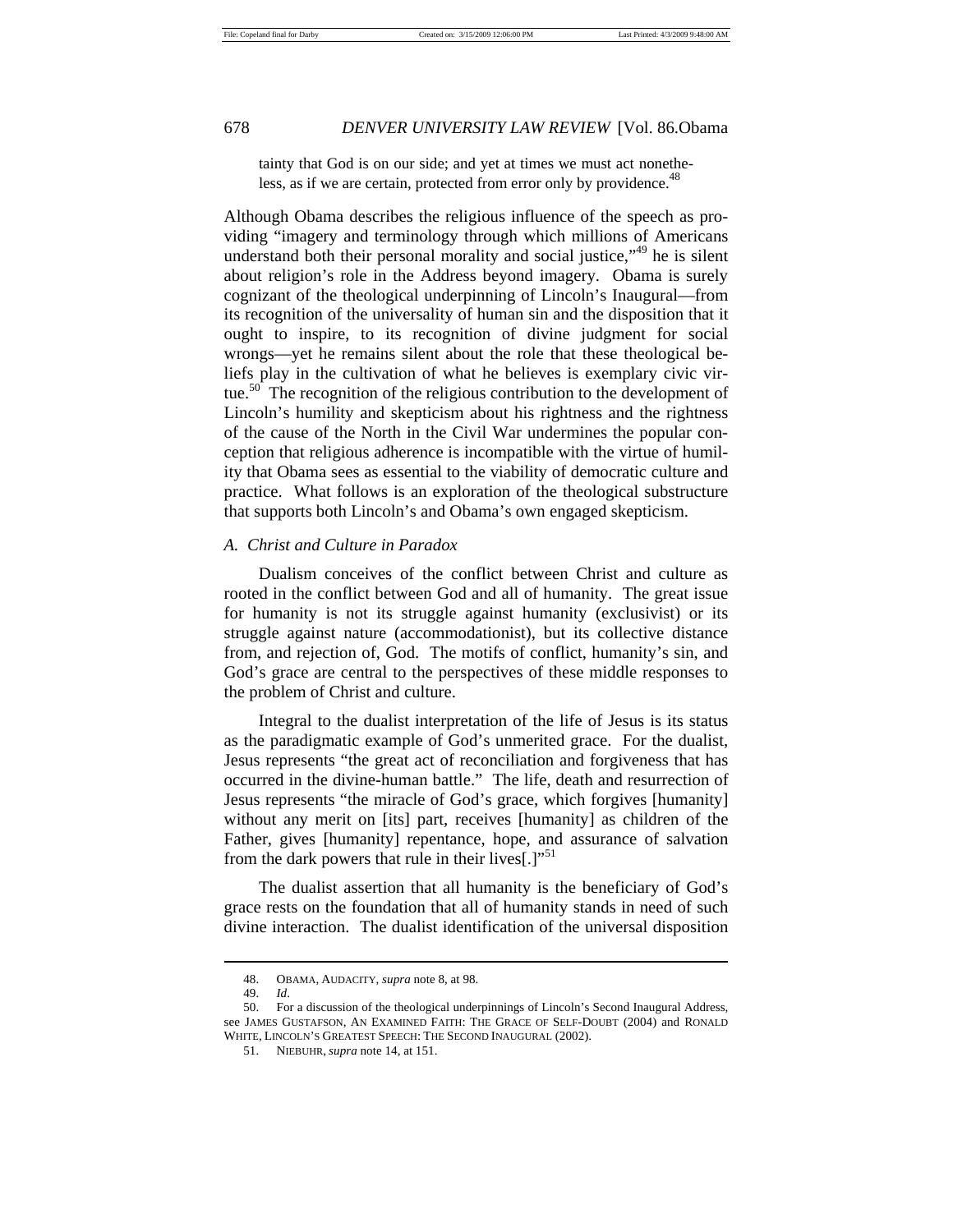> tainty that God is on our side; and yet at times we must act nonetheless, as if we are certain, protected from error only by providence.[48]

Although Obama describes the religious influence of the speech as providing "imagery and terminology through which millions of Americans understand both their personal morality and social justice,"[49] he is silent about religion's role in the Address beyond imagery. Obama is surely cognizant of the theological underpinning of Lincoln's Inaugural—from its recognition of the universality of human sin and the disposition that it ought to inspire, to its recognition of divine judgment for social wrongs—yet he remains silent about the role that these theological beliefs play in the cultivation of what he believes is exemplary civic virtue.[50] The recognition of the religious contribution to the development of Lincoln's humility and skepticism about his rightness and the rightness of the cause of the North in the Civil War undermines the popular conception that religious adherence is incompatible with the virtue of humility that Obama sees as essential to the viability of democratic culture and practice. What follows is an exploration of the theological substructure that supports both Lincoln's and Obama's own engaged skepticism.

### *A. Christ and Culture in Paradox*

Dualism conceives of the conflict between Christ and culture as rooted in the conflict between God and all of humanity. The great issue for humanity is not its struggle against humanity (exclusivist) or its struggle against nature (accommodationist), but its collective distance from, and rejection of, God. The motifs of conflict, humanity's sin, and God's grace are central to the perspectives of these middle responses to the problem of Christ and culture.

Integral to the dualist interpretation of the life of Jesus is its status as the paradigmatic example of God's unmerited grace. For the dualist, Jesus represents "the great act of reconciliation and forgiveness that has occurred in the divine-human battle." The life, death and resurrection of Jesus represents "the miracle of God's grace, which forgives [humanity] without any merit on [its] part, receives [humanity] as children of the Father, gives [humanity] repentance, hope, and assurance of salvation from the dark powers that rule in their lives[.]"[51]

The dualist assertion that all humanity is the beneficiary of God's grace rests on the foundation that all of humanity stands in need of such divine interaction. The dualist identification of the universal disposition

---

48. OBAMA, AUDACITY, *supra* note 8, at 98.

49. *Id*.

50. For a discussion of the theological underpinnings of Lincoln's Second Inaugural Address, see JAMES GUSTAFSON, AN EXAMINED FAITH: THE GRACE OF SELF-DOUBT (2004) and RONALD WHITE, LINCOLN'S GREATEST SPEECH: THE SECOND INAUGURAL (2002).

51. NIEBUHR, *supra* note 14, at 151.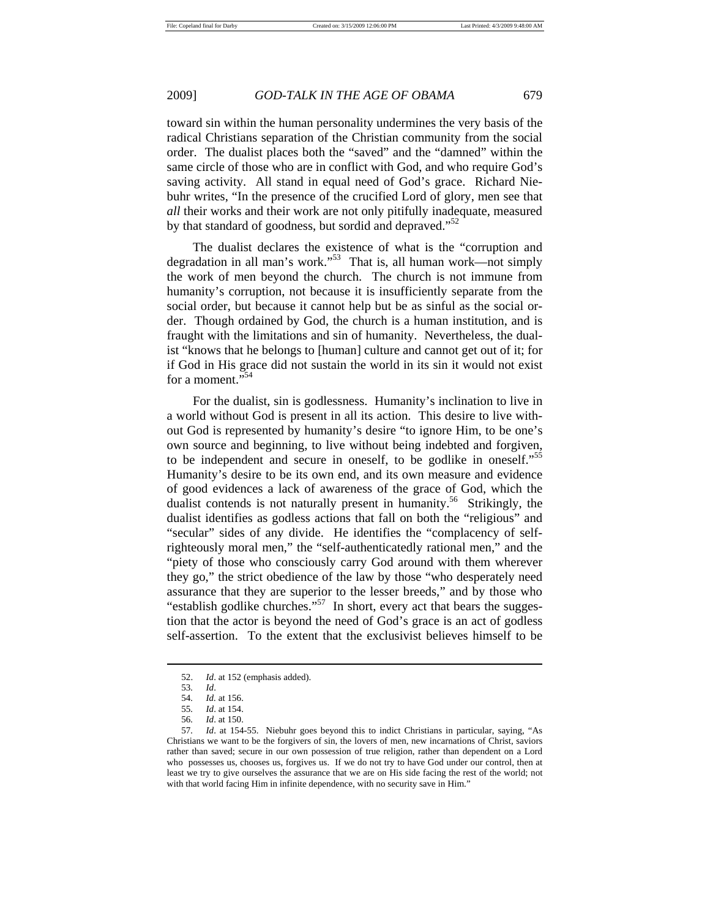toward sin within the human personality undermines the very basis of the radical Christians separation of the Christian community from the social order. The dualist places both the "saved" and the "damned" within the same circle of those who are in conflict with God, and who require God's saving activity. All stand in equal need of God's grace. Richard Niebuhr writes, "In the presence of the crucified Lord of glory, men see that *all* their works and their work are not only pitifully inadequate, measured by that standard of goodness, but sordid and depraved."[52]

The dualist declares the existence of what is the "corruption and degradation in all man's work."[53] That is, all human work—not simply the work of men beyond the church. The church is not immune from humanity's corruption, not because it is insufficiently separate from the social order, but because it cannot help but be as sinful as the social order. Though ordained by God, the church is a human institution, and is fraught with the limitations and sin of humanity. Nevertheless, the dualist "knows that he belongs to [human] culture and cannot get out of it; for if God in His grace did not sustain the world in its sin it would not exist for a moment."[54]

For the dualist, sin is godlessness. Humanity's inclination to live in a world without God is present in all its action. This desire to live without God is represented by humanity's desire "to ignore Him, to be one's own source and beginning, to live without being indebted and forgiven, to be independent and secure in oneself, to be godlike in oneself."[55] Humanity's desire to be its own end, and its own measure and evidence of good evidences a lack of awareness of the grace of God, which the dualist contends is not naturally present in humanity.[56] Strikingly, the dualist identifies as godless actions that fall on both the "religious" and "secular" sides of any divide. He identifies the "complacency of self-righteously moral men," the "self-authenticatedly rational men," and the "piety of those who consciously carry God around with them wherever they go," the strict obedience of the law by those "who desperately need assurance that they are superior to the lesser breeds," and by those who "establish godlike churches."[57] In short, every act that bears the suggestion that the actor is beyond the need of God's grace is an act of godless self-assertion. To the extent that the exclusivist believes himself to be

---

52. *Id*. at 152 (emphasis added).

53. *Id*.

54. *Id*. at 156.

55. *Id*. at 154.

56. *Id*. at 150.

57. *Id*. at 154-55. Niebuhr goes beyond this to indict Christians in particular, saying, "As Christians we want to be the forgivers of sin, the lovers of men, new incarnations of Christ, saviors rather than saved; secure in our own possession of true religion, rather than dependent on a Lord who possesses us, chooses us, forgives us. If we do not try to have God under our control, then at least we try to give ourselves the assurance that we are on His side facing the rest of the world; not with that world facing Him in infinite dependence, with no security save in Him."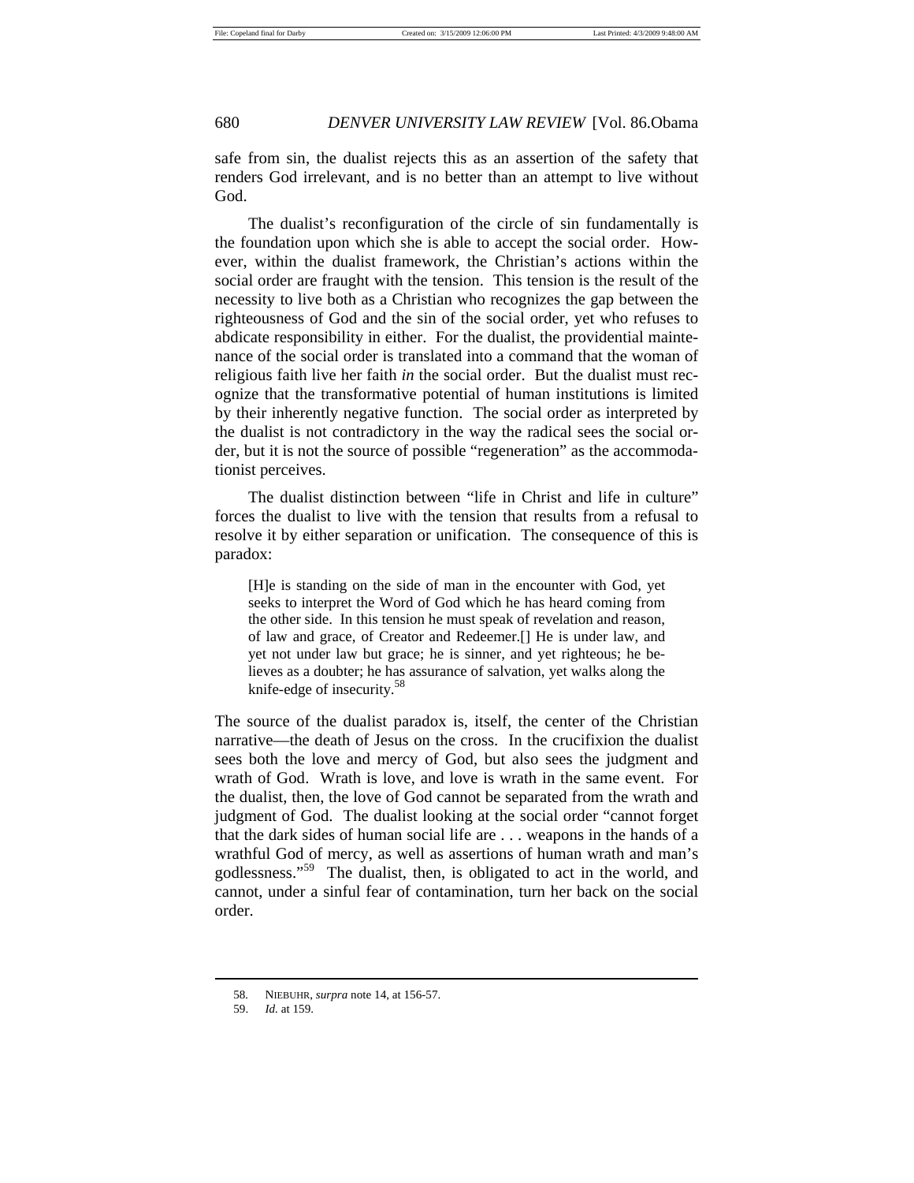safe from sin, the dualist rejects this as an assertion of the safety that renders God irrelevant, and is no better than an attempt to live without God.

The dualist's reconfiguration of the circle of sin fundamentally is the foundation upon which she is able to accept the social order. However, within the dualist framework, the Christian's actions within the social order are fraught with the tension. This tension is the result of the necessity to live both as a Christian who recognizes the gap between the righteousness of God and the sin of the social order, yet who refuses to abdicate responsibility in either. For the dualist, the providential maintenance of the social order is translated into a command that the woman of religious faith live her faith *in* the social order. But the dualist must recognize that the transformative potential of human institutions is limited by their inherently negative function. The social order as interpreted by the dualist is not contradictory in the way the radical sees the social order, but it is not the source of possible "regeneration" as the accommodationist perceives.

The dualist distinction between "life in Christ and life in culture" forces the dualist to live with the tension that results from a refusal to resolve it by either separation or unification. The consequence of this is paradox:

> [H]e is standing on the side of man in the encounter with God, yet seeks to interpret the Word of God which he has heard coming from the other side. In this tension he must speak of revelation and reason, of law and grace, of Creator and Redeemer.[] He is under law, and yet not under law but grace; he is sinner, and yet righteous; he believes as a doubter; he has assurance of salvation, yet walks along the knife-edge of insecurity.[58]

The source of the dualist paradox is, itself, the center of the Christian narrative—the death of Jesus on the cross. In the crucifixion the dualist sees both the love and mercy of God, but also sees the judgment and wrath of God. Wrath is love, and love is wrath in the same event. For the dualist, then, the love of God cannot be separated from the wrath and judgment of God. The dualist looking at the social order "cannot forget that the dark sides of human social life are . . . weapons in the hands of a wrathful God of mercy, as well as assertions of human wrath and man's godlessness."[59] The dualist, then, is obligated to act in the world, and cannot, under a sinful fear of contamination, turn her back on the social order.

---

58. NIEBUHR, *surpra* note 14, at 156-57.

59. *Id.* at 159.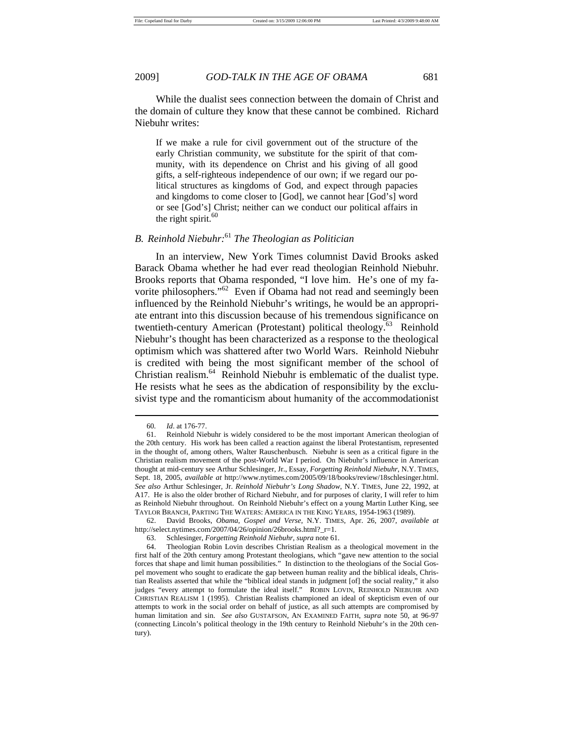While the dualist sees connection between the domain of Christ and the domain of culture they know that these cannot be combined. Richard Niebuhr writes:

> If we make a rule for civil government out of the structure of the early Christian community, we substitute for the spirit of that community, with its dependence on Christ and his giving of all good gifts, a self-righteous independence of our own; if we regard our political structures as kingdoms of God, and expect through papacies and kingdoms to come closer to [God], we cannot hear [God's] word or see [God's] Christ; neither can we conduct our political affairs in the right spirit.[60]

### *B. Reinhold Niebuhr:*[61] *The Theologian as Politician*

In an interview, New York Times columnist David Brooks asked Barack Obama whether he had ever read theologian Reinhold Niebuhr. Brooks reports that Obama responded, "I love him. He's one of my favorite philosophers."[62] Even if Obama had not read and seemingly been influenced by the Reinhold Niebuhr's writings, he would be an appropriate entrant into this discussion because of his tremendous significance on twentieth-century American (Protestant) political theology.[63] Reinhold Niebuhr's thought has been characterized as a response to the theological optimism which was shattered after two World Wars. Reinhold Niebuhr is credited with being the most significant member of the school of Christian realism.[64] Reinhold Niebuhr is emblematic of the dualist type. He resists what he sees as the abdication of responsibility by the exclusivist type and the romanticism about humanity of the accommodationist

---

60. *Id*. at 176-77.

61. Reinhold Niebuhr is widely considered to be the most important American theologian of the 20th century. His work has been called a reaction against the liberal Protestantism, represented in the thought of, among others, Walter Rauschenbusch. Niebuhr is seen as a critical figure in the Christian realism movement of the post-World War I period. On Niebuhr's influence in American thought at mid-century see Arthur Schlesinger, Jr., Essay, *Forgetting Reinhold Niebuhr*, N.Y. TIMES, Sept. 18, 2005, *available at* http://www.nytimes.com/2005/09/18/books/review/18schlesinger.html. *See also* Arthur Schlesinger, Jr. *Reinhold Niebuhr's Long Shadow*, N.Y. TIMES, June 22, 1992, at A17. He is also the older brother of Richard Niebuhr, and for purposes of clarity, I will refer to him as Reinhold Niebuhr throughout. On Reinhold Niebuhr's effect on a young Martin Luther King, see TAYLOR BRANCH, PARTING THE WATERS: AMERICA IN THE KING YEARS, 1954-1963 (1989).

62. David Brooks, *Obama, Gospel and Verse*, N.Y. TIMES, Apr. 26, 2007, *available at* http://select.nytimes.com/2007/04/26/opinion/26brooks.html?_r=1.

63. Schlesinger, *Forgetting Reinhold Niebuhr*, *supra* note 61.

64. Theologian Robin Lovin describes Christian Realism as a theological movement in the first half of the 20th century among Protestant theologians, which "gave new attention to the social forces that shape and limit human possibilities." In distinction to the theologians of the Social Gospel movement who sought to eradicate the gap between human reality and the biblical ideals, Christian Realists asserted that while the "biblical ideal stands in judgment [of] the social reality," it also judges "every attempt to formulate the ideal itself." ROBIN LOVIN, REINHOLD NIEBUHR AND CHRISTIAN REALISM 1 (1995). Christian Realists championed an ideal of skepticism even of our attempts to work in the social order on behalf of justice, as all such attempts are compromised by human limitation and sin. *See also* GUSTAFSON, AN EXAMINED FAITH, *supra* note 50, at 96-97 (connecting Lincoln's political theology in the 19th century to Reinhold Niebuhr's in the 20th century).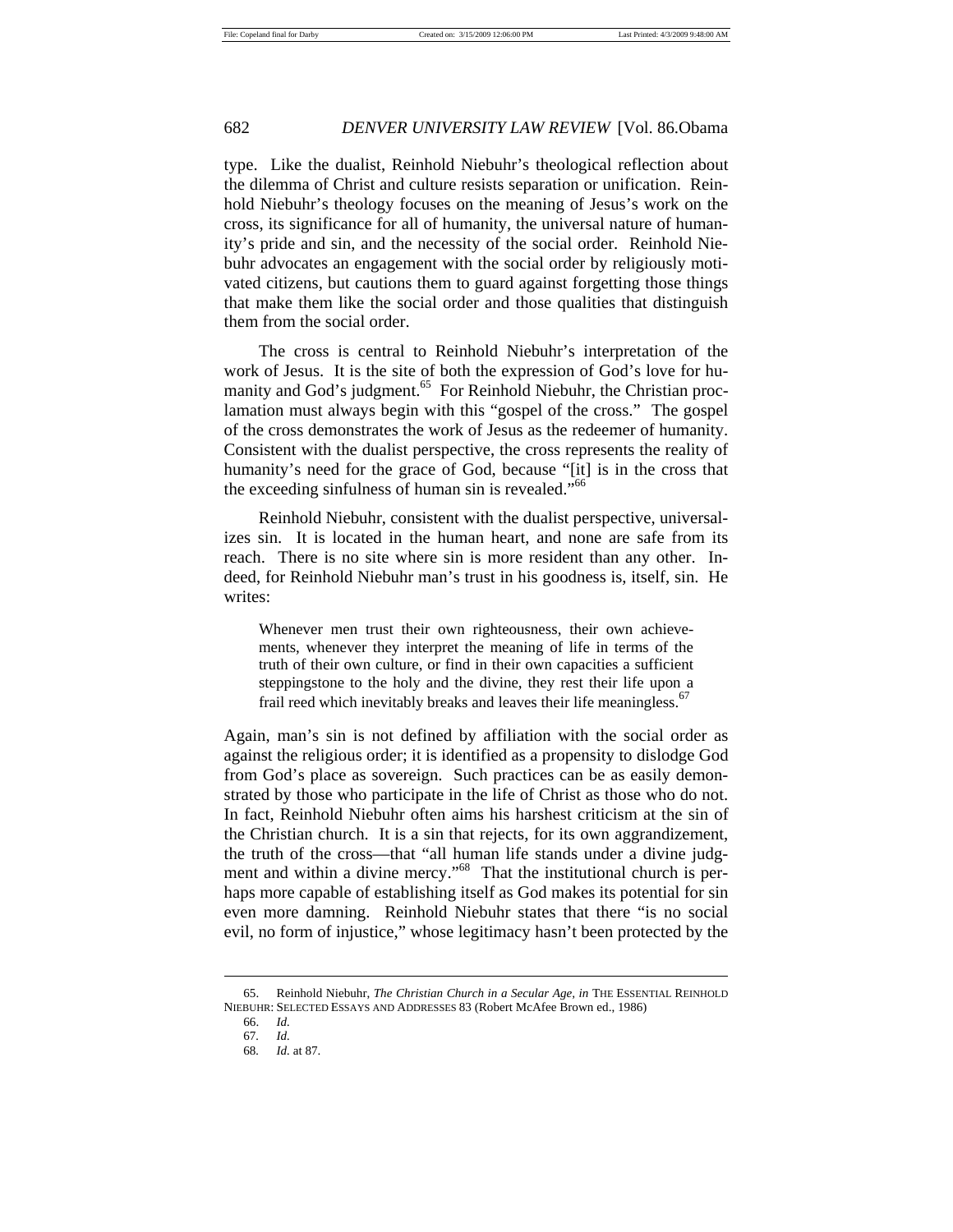type. Like the dualist, Reinhold Niebuhr's theological reflection about the dilemma of Christ and culture resists separation or unification. Reinhold Niebuhr's theology focuses on the meaning of Jesus's work on the cross, its significance for all of humanity, the universal nature of humanity's pride and sin, and the necessity of the social order. Reinhold Niebuhr advocates an engagement with the social order by religiously motivated citizens, but cautions them to guard against forgetting those things that make them like the social order and those qualities that distinguish them from the social order.

The cross is central to Reinhold Niebuhr's interpretation of the work of Jesus. It is the site of both the expression of God's love for humanity and God's judgment.[65] For Reinhold Niebuhr, the Christian proclamation must always begin with this "gospel of the cross." The gospel of the cross demonstrates the work of Jesus as the redeemer of humanity. Consistent with the dualist perspective, the cross represents the reality of humanity's need for the grace of God, because "[it] is in the cross that the exceeding sinfulness of human sin is revealed."[66]

Reinhold Niebuhr, consistent with the dualist perspective, universalizes sin. It is located in the human heart, and none are safe from its reach. There is no site where sin is more resident than any other. Indeed, for Reinhold Niebuhr man's trust in his goodness is, itself, sin. He writes:

> Whenever men trust their own righteousness, their own achievements, whenever they interpret the meaning of life in terms of the truth of their own culture, or find in their own capacities a sufficient steppingstone to the holy and the divine, they rest their life upon a frail reed which inevitably breaks and leaves their life meaningless.[67]

Again, man's sin is not defined by affiliation with the social order as against the religious order; it is identified as a propensity to dislodge God from God's place as sovereign. Such practices can be as easily demonstrated by those who participate in the life of Christ as those who do not. In fact, Reinhold Niebuhr often aims his harshest criticism at the sin of the Christian church. It is a sin that rejects, for its own aggrandizement, the truth of the cross—that "all human life stands under a divine judgment and within a divine mercy."[68] That the institutional church is perhaps more capable of establishing itself as God makes its potential for sin even more damning. Reinhold Niebuhr states that there "is no social evil, no form of injustice," whose legitimacy hasn't been protected by the

---

65. Reinhold Niebuhr, *The Christian Church in a Secular Age*, *in* THE ESSENTIAL REINHOLD NIEBUHR: SELECTED ESSAYS AND ADDRESSES 83 (Robert McAfee Brown ed., 1986)

66. *Id.*

67. *Id.*

68. *Id.* at 87.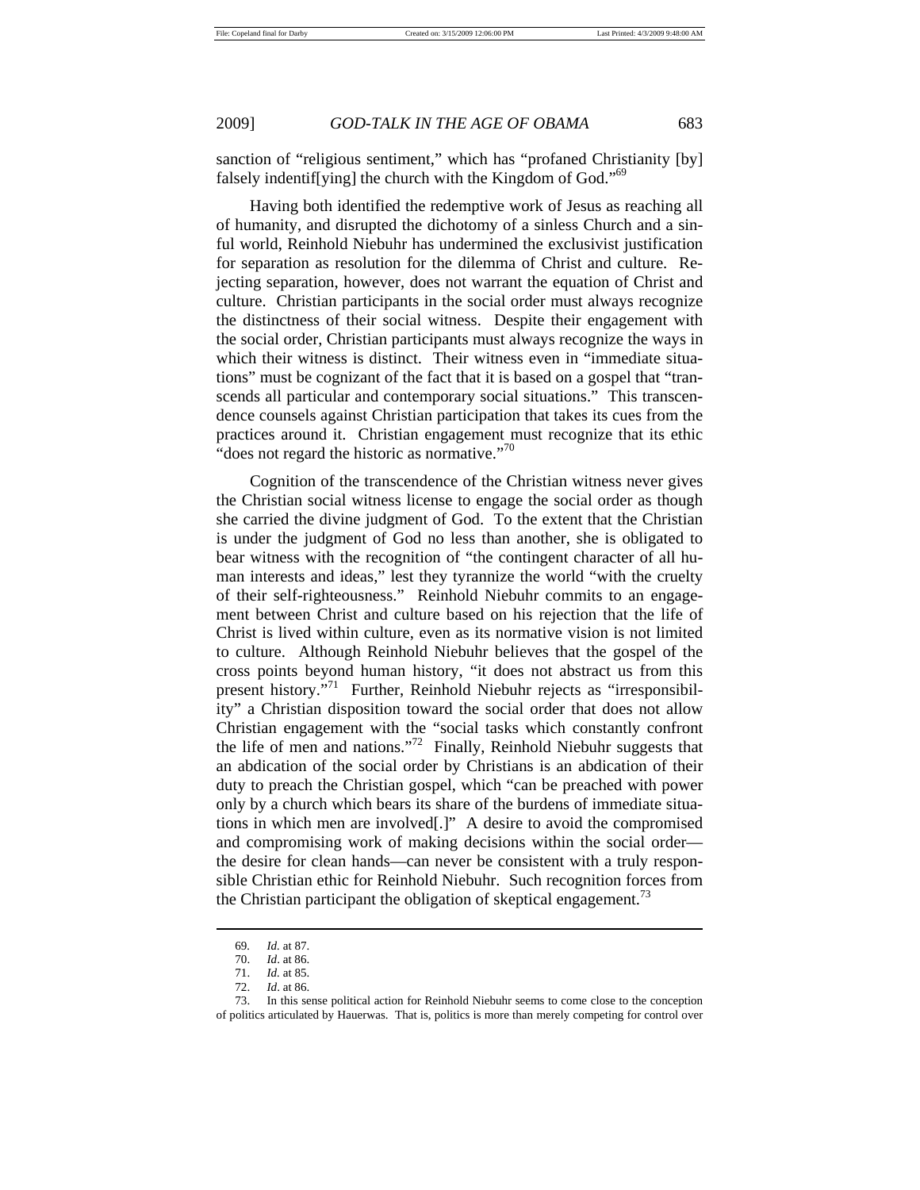sanction of "religious sentiment," which has "profaned Christianity [by] falsely indentif[ying] the church with the Kingdom of God."[69]

Having both identified the redemptive work of Jesus as reaching all of humanity, and disrupted the dichotomy of a sinless Church and a sinful world, Reinhold Niebuhr has undermined the exclusivist justification for separation as resolution for the dilemma of Christ and culture. Rejecting separation, however, does not warrant the equation of Christ and culture. Christian participants in the social order must always recognize the distinctness of their social witness. Despite their engagement with the social order, Christian participants must always recognize the ways in which their witness is distinct. Their witness even in "immediate situations" must be cognizant of the fact that it is based on a gospel that "transcends all particular and contemporary social situations." This transcendence counsels against Christian participation that takes its cues from the practices around it. Christian engagement must recognize that its ethic "does not regard the historic as normative."[70]

Cognition of the transcendence of the Christian witness never gives the Christian social witness license to engage the social order as though she carried the divine judgment of God. To the extent that the Christian is under the judgment of God no less than another, she is obligated to bear witness with the recognition of "the contingent character of all human interests and ideas," lest they tyrannize the world "with the cruelty of their self-righteousness." Reinhold Niebuhr commits to an engagement between Christ and culture based on his rejection that the life of Christ is lived within culture, even as its normative vision is not limited to culture. Although Reinhold Niebuhr believes that the gospel of the cross points beyond human history, "it does not abstract us from this present history."[71] Further, Reinhold Niebuhr rejects as "irresponsibility" a Christian disposition toward the social order that does not allow Christian engagement with the "social tasks which constantly confront the life of men and nations."[72] Finally, Reinhold Niebuhr suggests that an abdication of the social order by Christians is an abdication of their duty to preach the Christian gospel, which "can be preached with power only by a church which bears its share of the burdens of immediate situations in which men are involved[.]" A desire to avoid the compromised and compromising work of making decisions within the social order—the desire for clean hands—can never be consistent with a truly responsible Christian ethic for Reinhold Niebuhr. Such recognition forces from the Christian participant the obligation of skeptical engagement.[73]

---

69. *Id*. at 87.

70. *Id*. at 86.

71. *Id*. at 85.

72. *Id*. at 86.

73. In this sense political action for Reinhold Niebuhr seems to come close to the conception of politics articulated by Hauerwas. That is, politics is more than merely competing for control over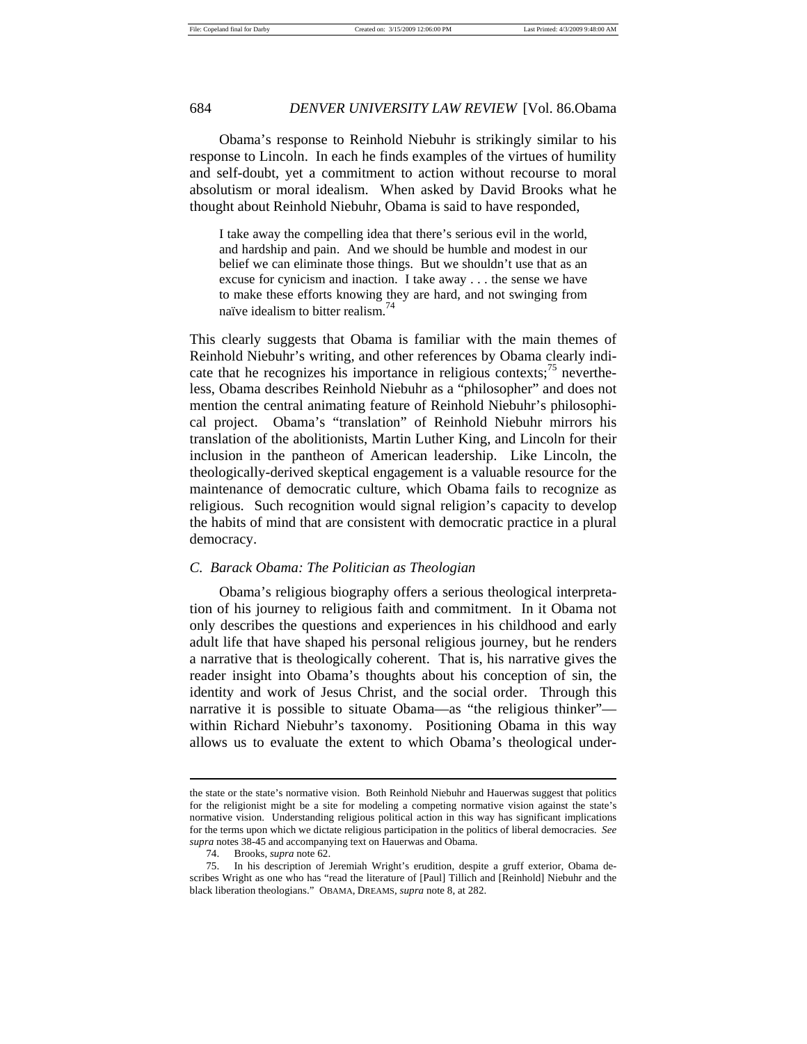Obama's response to Reinhold Niebuhr is strikingly similar to his response to Lincoln. In each he finds examples of the virtues of humility and self-doubt, yet a commitment to action without recourse to moral absolutism or moral idealism. When asked by David Brooks what he thought about Reinhold Niebuhr, Obama is said to have responded,

> I take away the compelling idea that there's serious evil in the world, and hardship and pain. And we should be humble and modest in our belief we can eliminate those things. But we shouldn't use that as an excuse for cynicism and inaction. I take away . . . the sense we have to make these efforts knowing they are hard, and not swinging from naïve idealism to bitter realism.[74]

This clearly suggests that Obama is familiar with the main themes of Reinhold Niebuhr's writing, and other references by Obama clearly indicate that he recognizes his importance in religious contexts;[75] nevertheless, Obama describes Reinhold Niebuhr as a "philosopher" and does not mention the central animating feature of Reinhold Niebuhr's philosophical project. Obama's "translation" of Reinhold Niebuhr mirrors his translation of the abolitionists, Martin Luther King, and Lincoln for their inclusion in the pantheon of American leadership. Like Lincoln, the theologically-derived skeptical engagement is a valuable resource for the maintenance of democratic culture, which Obama fails to recognize as religious. Such recognition would signal religion's capacity to develop the habits of mind that are consistent with democratic practice in a plural democracy.

### *C. Barack Obama: The Politician as Theologian*

Obama's religious biography offers a serious theological interpretation of his journey to religious faith and commitment. In it Obama not only describes the questions and experiences in his childhood and early adult life that have shaped his personal religious journey, but he renders a narrative that is theologically coherent. That is, his narrative gives the reader insight into Obama's thoughts about his conception of sin, the identity and work of Jesus Christ, and the social order. Through this narrative it is possible to situate Obama—as "the religious thinker"—within Richard Niebuhr's taxonomy. Positioning Obama in this way allows us to evaluate the extent to which Obama's theological under-

---

the state or the state's normative vision. Both Reinhold Niebuhr and Hauerwas suggest that politics for the religionist might be a site for modeling a competing normative vision against the state's normative vision. Understanding religious political action in this way has significant implications for the terms upon which we dictate religious participation in the politics of liberal democracies. *See supra* notes 38-45 and accompanying text on Hauerwas and Obama.

74. Brooks, *supra* note 62.

75. In his description of Jeremiah Wright's erudition, despite a gruff exterior, Obama describes Wright as one who has "read the literature of [Paul] Tillich and [Reinhold] Niebuhr and the black liberation theologians." OBAMA, DREAMS, *supra* note 8, at 282.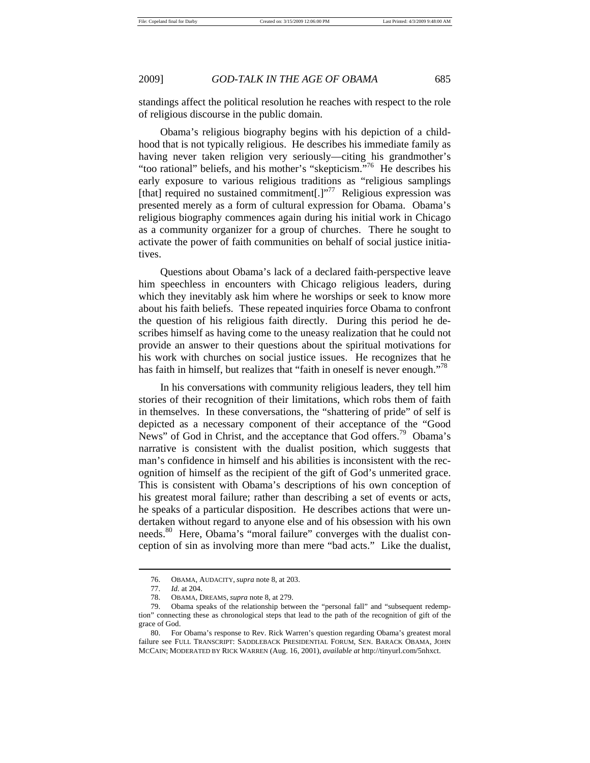standings affect the political resolution he reaches with respect to the role of religious discourse in the public domain.

Obama's religious biography begins with his depiction of a childhood that is not typically religious. He describes his immediate family as having never taken religion very seriously—citing his grandmother's "too rational" beliefs, and his mother's "skepticism."[76] He describes his early exposure to various religious traditions as "religious samplings [that] required no sustained commitment[.]"[77] Religious expression was presented merely as a form of cultural expression for Obama. Obama's religious biography commences again during his initial work in Chicago as a community organizer for a group of churches. There he sought to activate the power of faith communities on behalf of social justice initiatives.

Questions about Obama's lack of a declared faith-perspective leave him speechless in encounters with Chicago religious leaders, during which they inevitably ask him where he worships or seek to know more about his faith beliefs. These repeated inquiries force Obama to confront the question of his religious faith directly. During this period he describes himself as having come to the uneasy realization that he could not provide an answer to their questions about the spiritual motivations for his work with churches on social justice issues. He recognizes that he has faith in himself, but realizes that "faith in oneself is never enough."[78]

In his conversations with community religious leaders, they tell him stories of their recognition of their limitations, which robs them of faith in themselves. In these conversations, the "shattering of pride" of self is depicted as a necessary component of their acceptance of the "Good News" of God in Christ, and the acceptance that God offers.[79] Obama's narrative is consistent with the dualist position, which suggests that man's confidence in himself and his abilities is inconsistent with the recognition of himself as the recipient of the gift of God's unmerited grace. This is consistent with Obama's descriptions of his own conception of his greatest moral failure; rather than describing a set of events or acts, he speaks of a particular disposition. He describes actions that were undertaken without regard to anyone else and of his obsession with his own needs.[80] Here, Obama's "moral failure" converges with the dualist conception of sin as involving more than mere "bad acts." Like the dualist,

---

76. OBAMA, AUDACITY, *supra* note 8, at 203.

77. *Id.* at 204.

78. OBAMA, DREAMS, *supra* note 8, at 279.

79. Obama speaks of the relationship between the "personal fall" and "subsequent redemption" connecting these as chronological steps that lead to the path of the recognition of gift of the grace of God.

80. For Obama's response to Rev. Rick Warren's question regarding Obama's greatest moral failure see FULL TRANSCRIPT: SADDLEBACK PRESIDENTIAL FORUM, SEN. BARACK OBAMA, JOHN MCCAIN; MODERATED BY RICK WARREN (Aug. 16, 2001), *available at* http://tinyurl.com/5nhxct.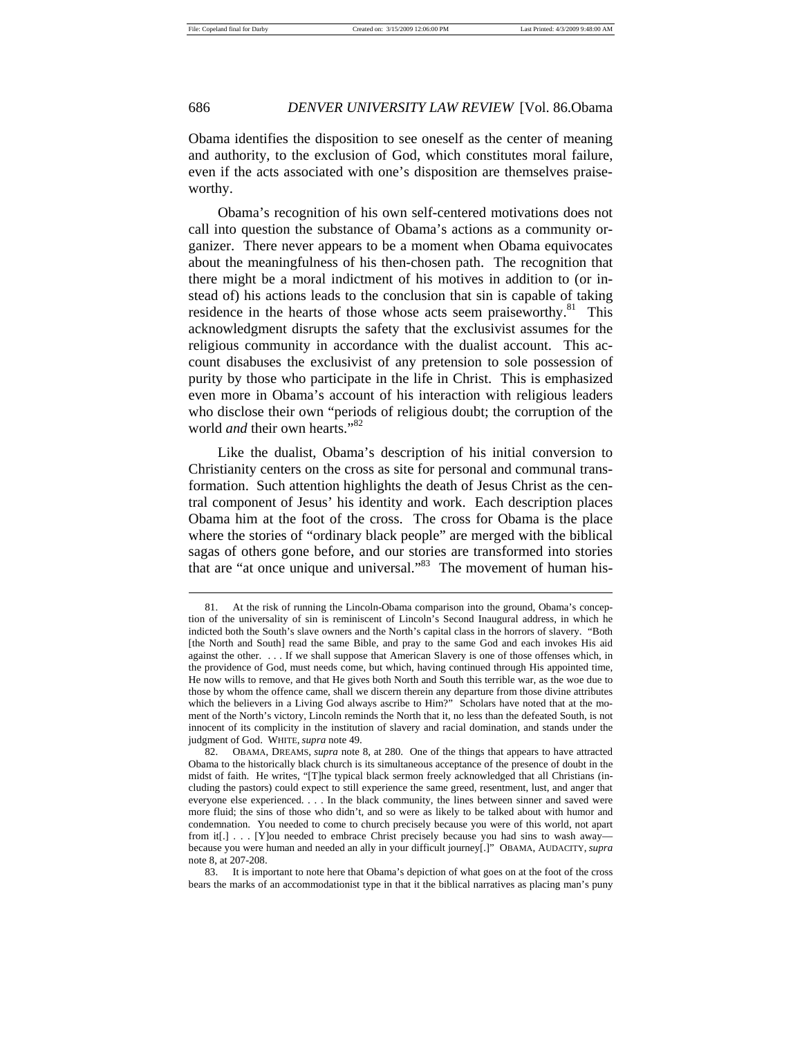Obama identifies the disposition to see oneself as the center of meaning and authority, to the exclusion of God, which constitutes moral failure, even if the acts associated with one's disposition are themselves praiseworthy.

Obama's recognition of his own self-centered motivations does not call into question the substance of Obama's actions as a community organizer. There never appears to be a moment when Obama equivocates about the meaningfulness of his then-chosen path. The recognition that there might be a moral indictment of his motives in addition to (or instead of) his actions leads to the conclusion that sin is capable of taking residence in the hearts of those whose acts seem praiseworthy.[81] This acknowledgment disrupts the safety that the exclusivist assumes for the religious community in accordance with the dualist account. This account disabuses the exclusivist of any pretension to sole possession of purity by those who participate in the life in Christ. This is emphasized even more in Obama's account of his interaction with religious leaders who disclose their own "periods of religious doubt; the corruption of the world *and* their own hearts."[82]

Like the dualist, Obama's description of his initial conversion to Christianity centers on the cross as site for personal and communal transformation. Such attention highlights the death of Jesus Christ as the central component of Jesus' his identity and work. Each description places Obama him at the foot of the cross. The cross for Obama is the place where the stories of "ordinary black people" are merged with the biblical sagas of others gone before, and our stories are transformed into stories that are "at once unique and universal."[83] The movement of human his-

---

81. At the risk of running the Lincoln-Obama comparison into the ground, Obama's conception of the universality of sin is reminiscent of Lincoln's Second Inaugural address, in which he indicted both the South's slave owners and the North's capital class in the horrors of slavery. "Both [the North and South] read the same Bible, and pray to the same God and each invokes His aid against the other. . . . If we shall suppose that American Slavery is one of those offenses which, in the providence of God, must needs come, but which, having continued through His appointed time, He now wills to remove, and that He gives both North and South this terrible war, as the woe due to those by whom the offence came, shall we discern therein any departure from those divine attributes which the believers in a Living God always ascribe to Him?" Scholars have noted that at the moment of the North's victory, Lincoln reminds the North that it, no less than the defeated South, is not innocent of its complicity in the institution of slavery and racial domination, and stands under the judgment of God. WHITE, *supra* note 49.

82. OBAMA, DREAMS, *supra* note 8, at 280. One of the things that appears to have attracted Obama to the historically black church is its simultaneous acceptance of the presence of doubt in the midst of faith. He writes, "[T]he typical black sermon freely acknowledged that all Christians (including the pastors) could expect to still experience the same greed, resentment, lust, and anger that everyone else experienced. . . . In the black community, the lines between sinner and saved were more fluid; the sins of those who didn't, and so were as likely to be talked about with humor and condemnation. You needed to come to church precisely because you were of this world, not apart from it[.] . . . [Y]ou needed to embrace Christ precisely because you had sins to wash away—because you were human and needed an ally in your difficult journey[.]" OBAMA, AUDACITY, *supra* note 8, at 207-208.

83. It is important to note here that Obama's depiction of what goes on at the foot of the cross bears the marks of an accommodationist type in that it the biblical narratives as placing man's puny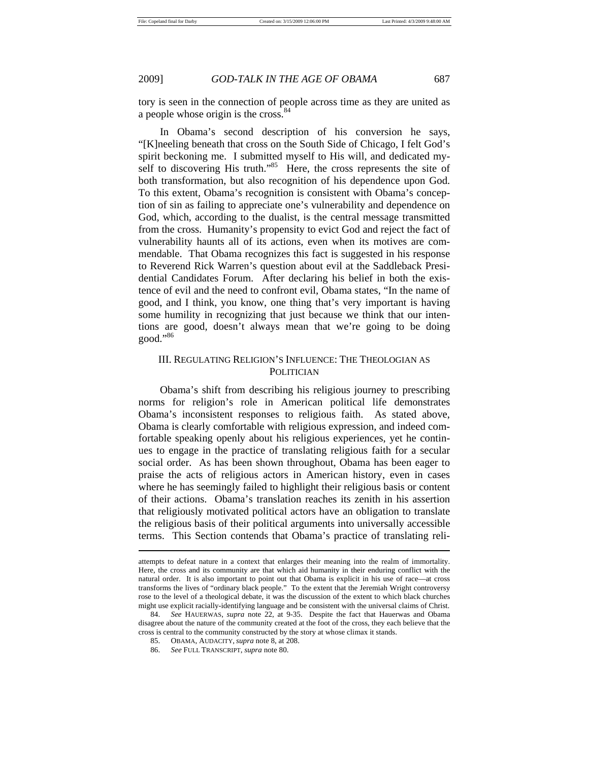tory is seen in the connection of people across time as they are united as a people whose origin is the cross.[84]

In Obama's second description of his conversion he says, "[K]neeling beneath that cross on the South Side of Chicago, I felt God's spirit beckoning me. I submitted myself to His will, and dedicated myself to discovering His truth."[85] Here, the cross represents the site of both transformation, but also recognition of his dependence upon God. To this extent, Obama's recognition is consistent with Obama's conception of sin as failing to appreciate one's vulnerability and dependence on God, which, according to the dualist, is the central message transmitted from the cross. Humanity's propensity to evict God and reject the fact of vulnerability haunts all of its actions, even when its motives are commendable. That Obama recognizes this fact is suggested in his response to Reverend Rick Warren's question about evil at the Saddleback Presidential Candidates Forum. After declaring his belief in both the existence of evil and the need to confront evil, Obama states, "In the name of good, and I think, you know, one thing that's very important is having some humility in recognizing that just because we think that our intentions are good, doesn't always mean that we're going to be doing good."[86]

## III. REGULATING RELIGION'S INFLUENCE: THE THEOLOGIAN AS POLITICIAN

Obama's shift from describing his religious journey to prescribing norms for religion's role in American political life demonstrates Obama's inconsistent responses to religious faith. As stated above, Obama is clearly comfortable with religious expression, and indeed comfortable speaking openly about his religious experiences, yet he continues to engage in the practice of translating religious faith for a secular social order. As has been shown throughout, Obama has been eager to praise the acts of religious actors in American history, even in cases where he has seemingly failed to highlight their religious basis or content of their actions. Obama's translation reaches its zenith in his assertion that religiously motivated political actors have an obligation to translate the religious basis of their political arguments into universally accessible terms. This Section contends that Obama's practice of translating reli-

---

attempts to defeat nature in a context that enlarges their meaning into the realm of immortality. Here, the cross and its community are that which aid humanity in their enduring conflict with the natural order. It is also important to point out that Obama is explicit in his use of race—at cross transforms the lives of "ordinary black people." To the extent that the Jeremiah Wright controversy rose to the level of a theological debate, it was the discussion of the extent to which black churches might use explicit racially-identifying language and be consistent with the universal claims of Christ.

84. *See* HAUERWAS, *supra* note 22, at 9-35. Despite the fact that Hauerwas and Obama disagree about the nature of the community created at the foot of the cross, they each believe that the cross is central to the community constructed by the story at whose climax it stands.

85. OBAMA, AUDACITY, *supra* note 8, at 208.

86. *See* FULL TRANSCRIPT, *supra* note 80.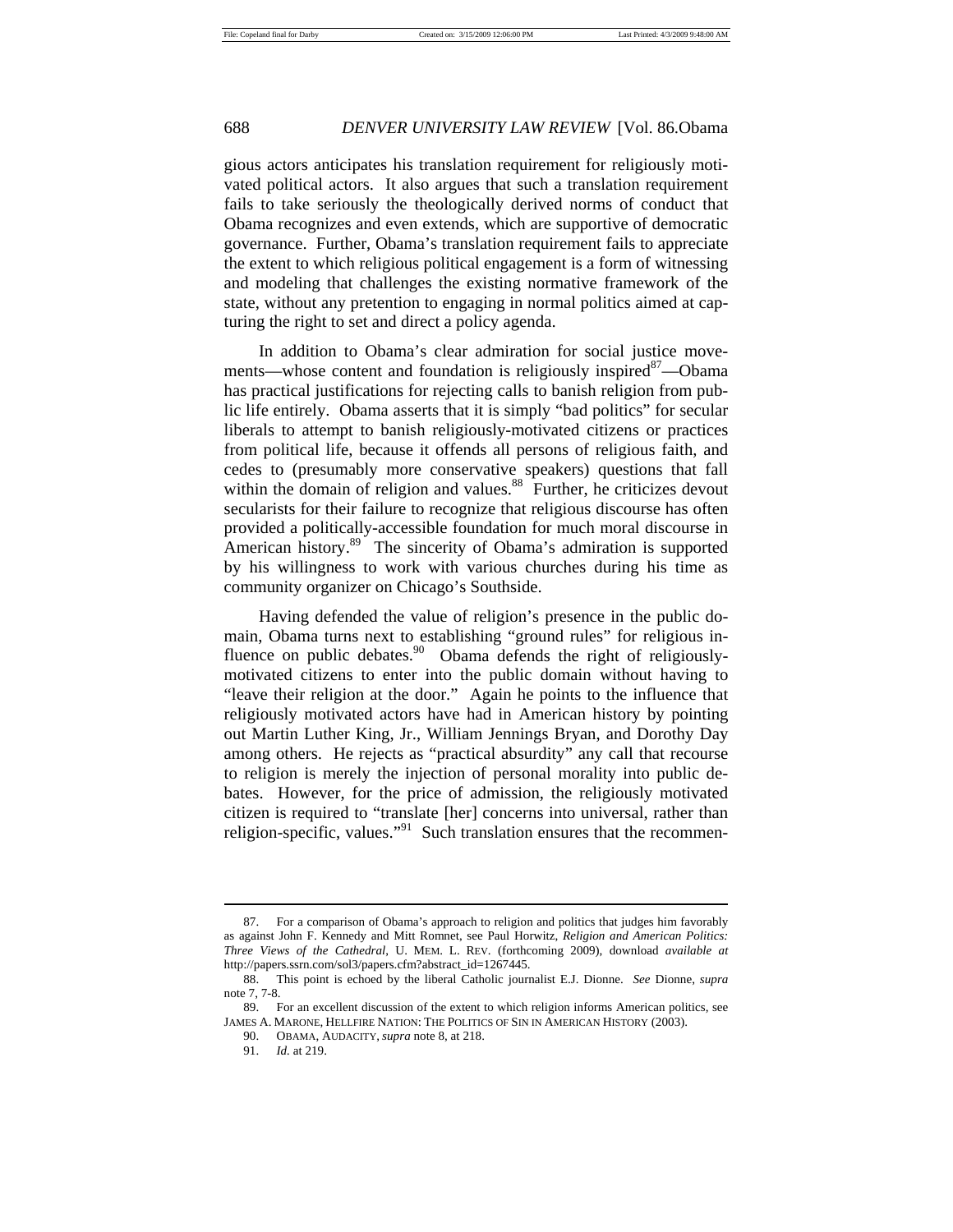gious actors anticipates his translation requirement for religiously motivated political actors. It also argues that such a translation requirement fails to take seriously the theologically derived norms of conduct that Obama recognizes and even extends, which are supportive of democratic governance. Further, Obama's translation requirement fails to appreciate the extent to which religious political engagement is a form of witnessing and modeling that challenges the existing normative framework of the state, without any pretention to engaging in normal politics aimed at capturing the right to set and direct a policy agenda.

In addition to Obama's clear admiration for social justice movements—whose content and foundation is religiously inspired[87]—Obama has practical justifications for rejecting calls to banish religion from public life entirely. Obama asserts that it is simply "bad politics" for secular liberals to attempt to banish religiously-motivated citizens or practices from political life, because it offends all persons of religious faith, and cedes to (presumably more conservative speakers) questions that fall within the domain of religion and values.[88] Further, he criticizes devout secularists for their failure to recognize that religious discourse has often provided a politically-accessible foundation for much moral discourse in American history.[89] The sincerity of Obama's admiration is supported by his willingness to work with various churches during his time as community organizer on Chicago's Southside.

Having defended the value of religion's presence in the public domain, Obama turns next to establishing "ground rules" for religious influence on public debates.[90] Obama defends the right of religiously-motivated citizens to enter into the public domain without having to "leave their religion at the door." Again he points to the influence that religiously motivated actors have had in American history by pointing out Martin Luther King, Jr., William Jennings Bryan, and Dorothy Day among others. He rejects as "practical absurdity" any call that recourse to religion is merely the injection of personal morality into public debates. However, for the price of admission, the religiously motivated citizen is required to "translate [her] concerns into universal, rather than religion-specific, values."[91] Such translation ensures that the recommen-

---

87. For a comparison of Obama's approach to religion and politics that judges him favorably as against John F. Kennedy and Mitt Romnet, see Paul Horwitz, *Religion and American Politics: Three Views of the Cathedral*, U. MEM. L. REV. (forthcoming 2009), download *available at* http://papers.ssrn.com/sol3/papers.cfm?abstract_id=1267445.

88. This point is echoed by the liberal Catholic journalist E.J. Dionne. *See* Dionne, *supra* note 7, 7-8.

89. For an excellent discussion of the extent to which religion informs American politics, see JAMES A. MARONE, HELLFIRE NATION: THE POLITICS OF SIN IN AMERICAN HISTORY (2003).

90. OBAMA, AUDACITY, *supra* note 8, at 218.

91. *Id.* at 219.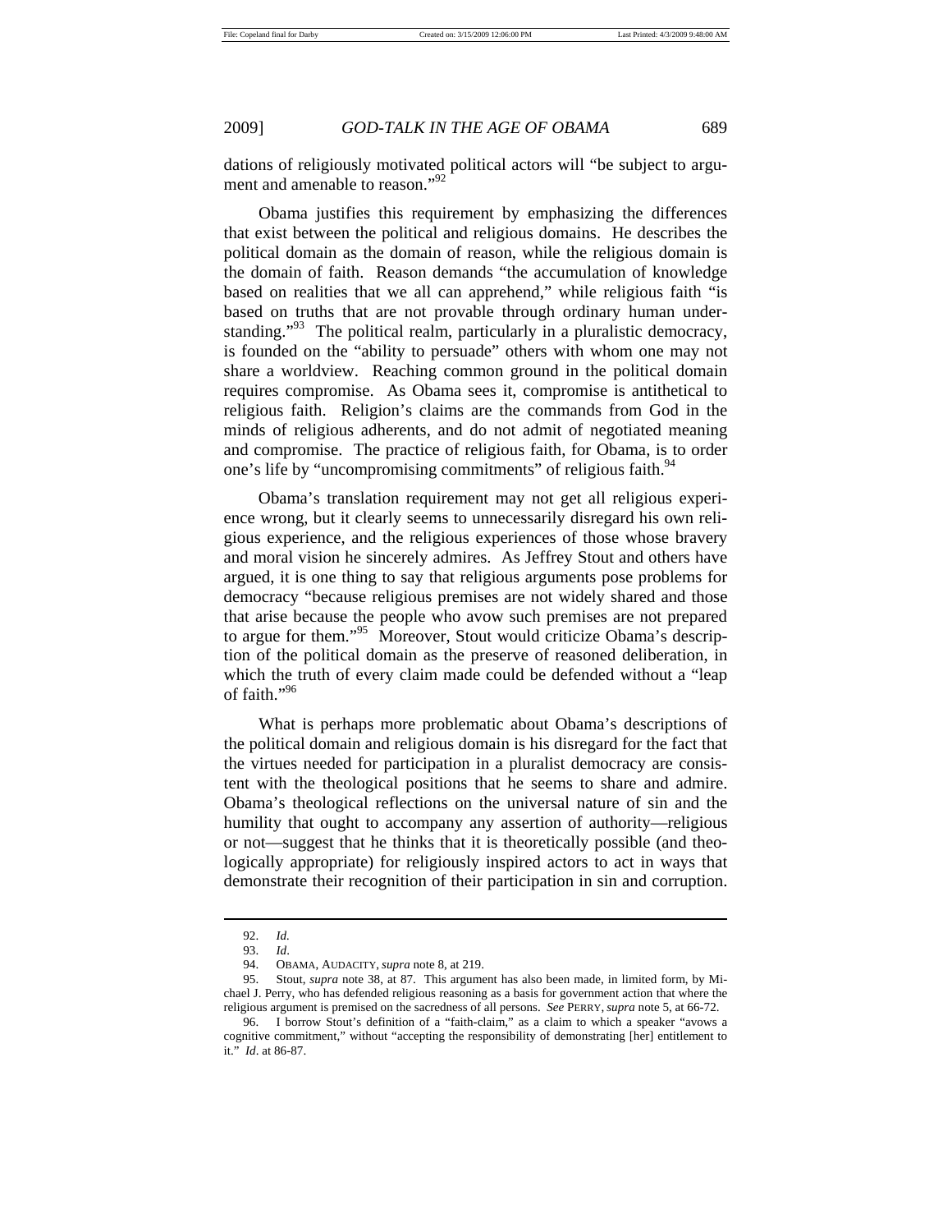dations of religiously motivated political actors will "be subject to argument and amenable to reason."[92]

Obama justifies this requirement by emphasizing the differences that exist between the political and religious domains. He describes the political domain as the domain of reason, while the religious domain is the domain of faith. Reason demands "the accumulation of knowledge based on realities that we all can apprehend," while religious faith "is based on truths that are not provable through ordinary human understanding."[93] The political realm, particularly in a pluralistic democracy, is founded on the "ability to persuade" others with whom one may not share a worldview. Reaching common ground in the political domain requires compromise. As Obama sees it, compromise is antithetical to religious faith. Religion's claims are the commands from God in the minds of religious adherents, and do not admit of negotiated meaning and compromise. The practice of religious faith, for Obama, is to order one's life by "uncompromising commitments" of religious faith.[94]

Obama's translation requirement may not get all religious experience wrong, but it clearly seems to unnecessarily disregard his own religious experience, and the religious experiences of those whose bravery and moral vision he sincerely admires. As Jeffrey Stout and others have argued, it is one thing to say that religious arguments pose problems for democracy "because religious premises are not widely shared and those that arise because the people who avow such premises are not prepared to argue for them."[95] Moreover, Stout would criticize Obama's description of the political domain as the preserve of reasoned deliberation, in which the truth of every claim made could be defended without a "leap of faith."[96]

What is perhaps more problematic about Obama's descriptions of the political domain and religious domain is his disregard for the fact that the virtues needed for participation in a pluralist democracy are consistent with the theological positions that he seems to share and admire. Obama's theological reflections on the universal nature of sin and the humility that ought to accompany any assertion of authority—religious or not—suggest that he thinks that it is theoretically possible (and theologically appropriate) for religiously inspired actors to act in ways that demonstrate their recognition of their participation in sin and corruption.

---

92. *Id.*

93. *Id*.

94. OBAMA, AUDACITY, *supra* note 8, at 219.

95. Stout, *supra* note 38, at 87. This argument has also been made, in limited form, by Michael J. Perry, who has defended religious reasoning as a basis for government action that where the religious argument is premised on the sacredness of all persons. *See* PERRY, *supra* note 5, at 66-72.

96. I borrow Stout's definition of a "faith-claim," as a claim to which a speaker "avows a cognitive commitment," without "accepting the responsibility of demonstrating [her] entitlement to it." *Id*. at 86-87.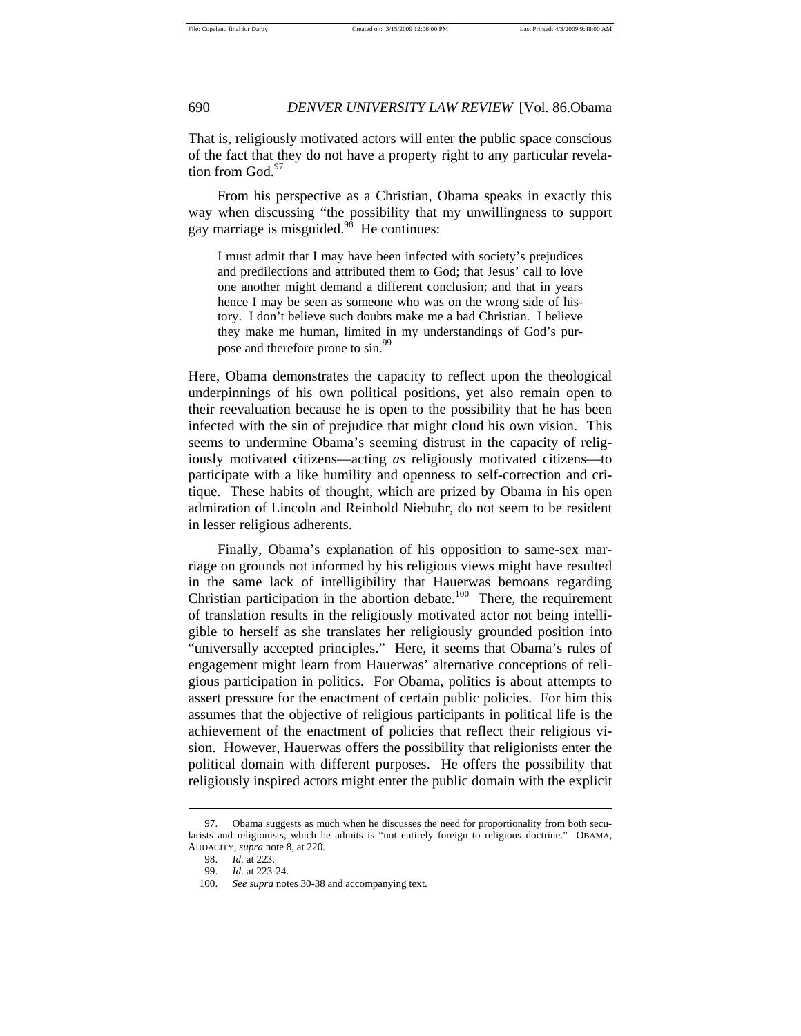That is, religiously motivated actors will enter the public space conscious of the fact that they do not have a property right to any particular revelation from God.[97]

From his perspective as a Christian, Obama speaks in exactly this way when discussing "the possibility that my unwillingness to support gay marriage is misguided.[98] He continues:

> I must admit that I may have been infected with society's prejudices and predilections and attributed them to God; that Jesus' call to love one another might demand a different conclusion; and that in years hence I may be seen as someone who was on the wrong side of history. I don't believe such doubts make me a bad Christian. I believe they make me human, limited in my understandings of God's purpose and therefore prone to sin.[99]

Here, Obama demonstrates the capacity to reflect upon the theological underpinnings of his own political positions, yet also remain open to their reevaluation because he is open to the possibility that he has been infected with the sin of prejudice that might cloud his own vision. This seems to undermine Obama's seeming distrust in the capacity of religiously motivated citizens—acting *as* religiously motivated citizens—to participate with a like humility and openness to self-correction and critique. These habits of thought, which are prized by Obama in his open admiration of Lincoln and Reinhold Niebuhr, do not seem to be resident in lesser religious adherents.

Finally, Obama's explanation of his opposition to same-sex marriage on grounds not informed by his religious views might have resulted in the same lack of intelligibility that Hauerwas bemoans regarding Christian participation in the abortion debate.[100] There, the requirement of translation results in the religiously motivated actor not being intelligible to herself as she translates her religiously grounded position into "universally accepted principles." Here, it seems that Obama's rules of engagement might learn from Hauerwas' alternative conceptions of religious participation in politics. For Obama, politics is about attempts to assert pressure for the enactment of certain public policies. For him this assumes that the objective of religious participants in political life is the achievement of the enactment of policies that reflect their religious vision. However, Hauerwas offers the possibility that religionists enter the political domain with different purposes. He offers the possibility that religiously inspired actors might enter the public domain with the explicit

---

97. Obama suggests as much when he discusses the need for proportionality from both secularists and religionists, which he admits is "not entirely foreign to religious doctrine." OBAMA, AUDACITY, *supra* note 8, at 220.

98. *Id.* at 223.

99. *Id.* at 223-24.

100. *See supra* notes 30-38 and accompanying text.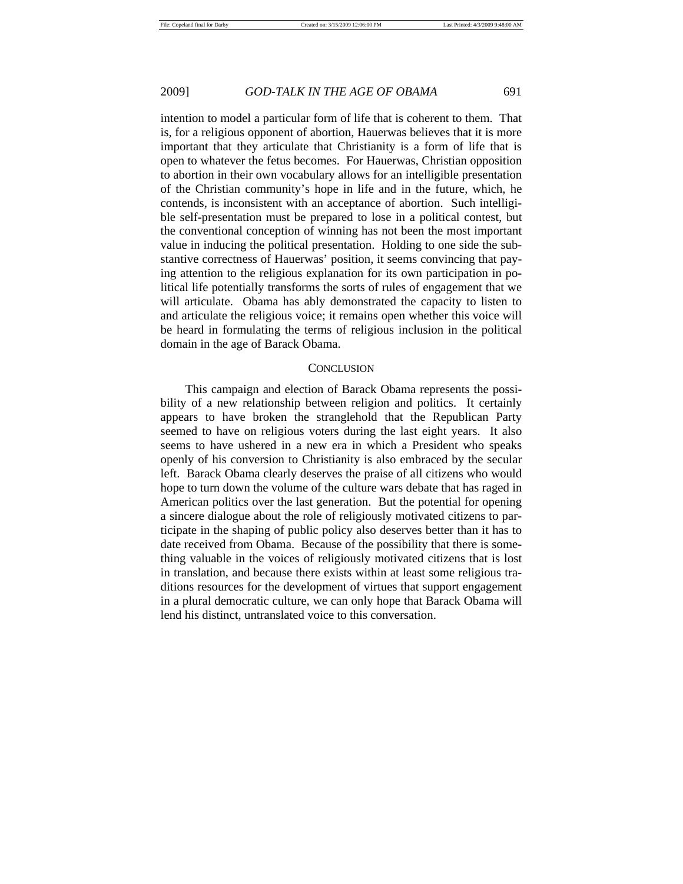intention to model a particular form of life that is coherent to them. That is, for a religious opponent of abortion, Hauerwas believes that it is more important that they articulate that Christianity is a form of life that is open to whatever the fetus becomes. For Hauerwas, Christian opposition to abortion in their own vocabulary allows for an intelligible presentation of the Christian community's hope in life and in the future, which, he contends, is inconsistent with an acceptance of abortion. Such intelligible self-presentation must be prepared to lose in a political contest, but the conventional conception of winning has not been the most important value in inducing the political presentation. Holding to one side the substantive correctness of Hauerwas' position, it seems convincing that paying attention to the religious explanation for its own participation in political life potentially transforms the sorts of rules of engagement that we will articulate. Obama has ably demonstrated the capacity to listen to and articulate the religious voice; it remains open whether this voice will be heard in formulating the terms of religious inclusion in the political domain in the age of Barack Obama.

## CONCLUSION

This campaign and election of Barack Obama represents the possibility of a new relationship between religion and politics. It certainly appears to have broken the stranglehold that the Republican Party seemed to have on religious voters during the last eight years. It also seems to have ushered in a new era in which a President who speaks openly of his conversion to Christianity is also embraced by the secular left. Barack Obama clearly deserves the praise of all citizens who would hope to turn down the volume of the culture wars debate that has raged in American politics over the last generation. But the potential for opening a sincere dialogue about the role of religiously motivated citizens to participate in the shaping of public policy also deserves better than it has to date received from Obama. Because of the possibility that there is something valuable in the voices of religiously motivated citizens that is lost in translation, and because there exists within at least some religious traditions resources for the development of virtues that support engagement in a plural democratic culture, we can only hope that Barack Obama will lend his distinct, untranslated voice to this conversation.